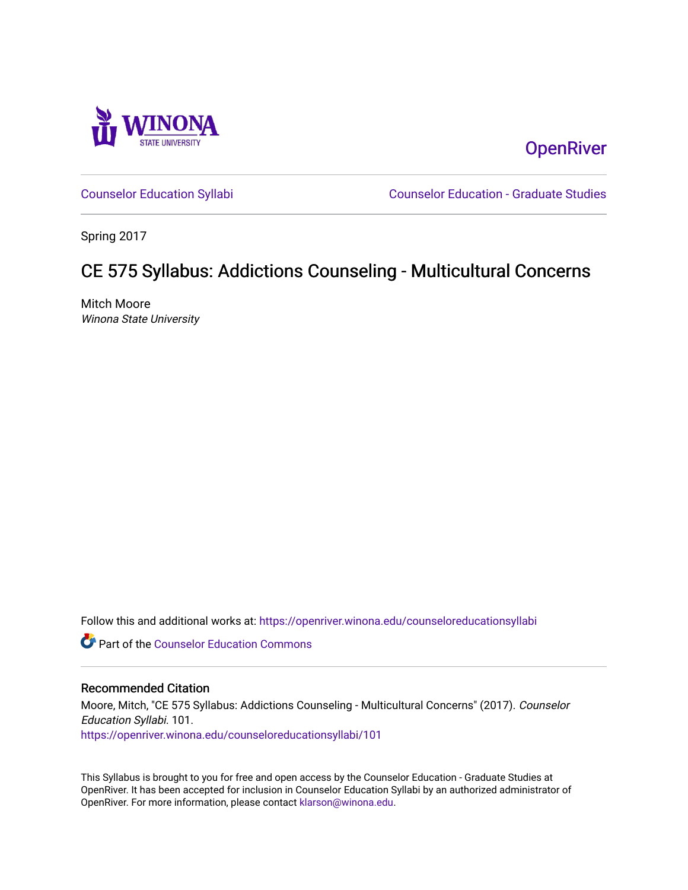Winona State University

OpenRiver

Counselor Education Syllabi

Counselor Education - Graduate Studies

Spring 2017

# CE 575 Syllabus: Addictions Counseling - Multicultural Concerns

Mitch Moore
*Winona State University*

Follow this and additional works at: https://openriver.winona.edu/counseloreducationsyllabi

Part of the Counselor Education Commons

## Recommended Citation

Moore, Mitch, "CE 575 Syllabus: Addictions Counseling - Multicultural Concerns" (2017). *Counselor Education Syllabi*. 101.
https://openriver.winona.edu/counseloreducationsyllabi/101

This Syllabus is brought to you for free and open access by the Counselor Education - Graduate Studies at OpenRiver. It has been accepted for inclusion in Counselor Education Syllabi by an authorized administrator of OpenRiver. For more information, please contact klarson@winona.edu.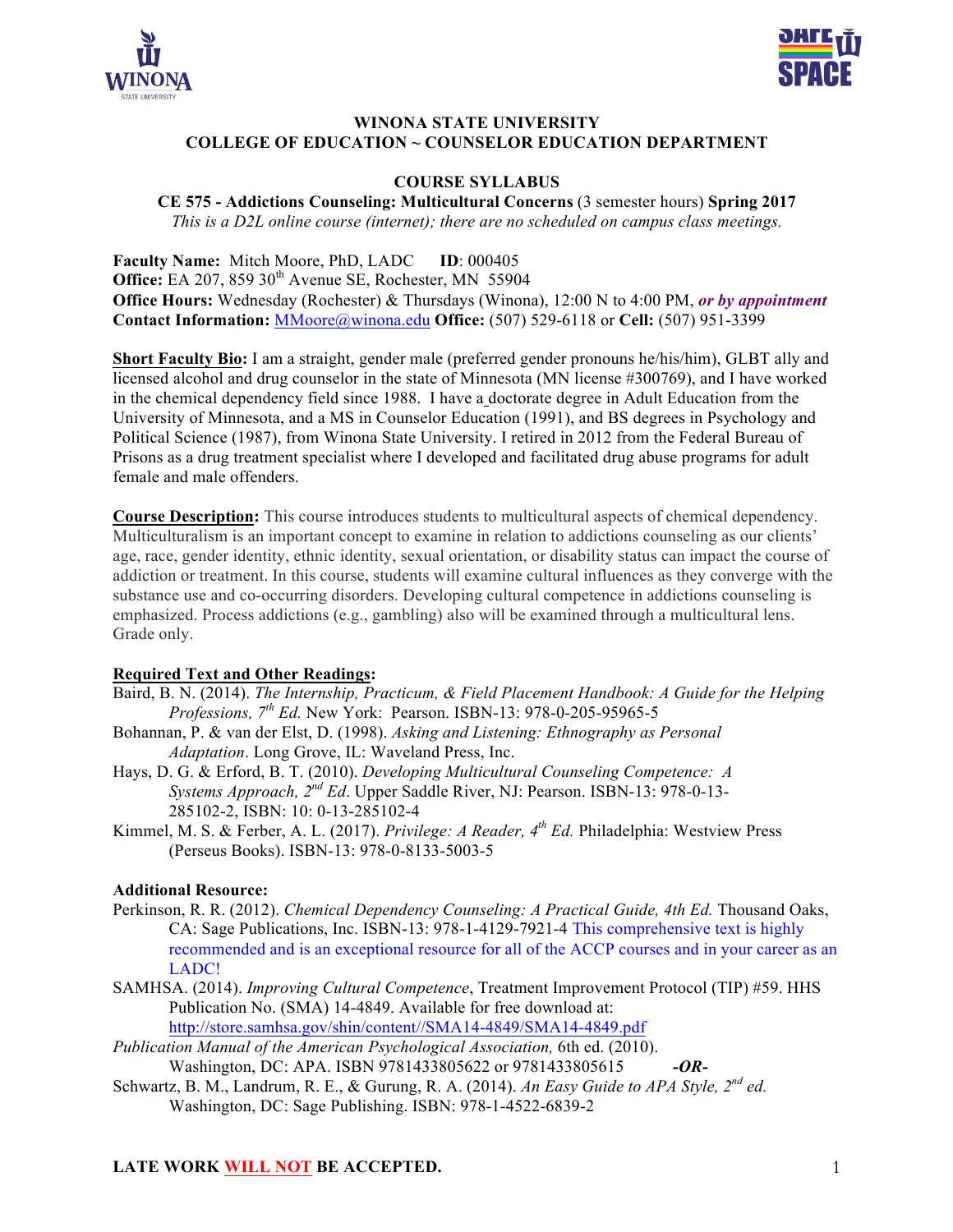# WINONA STATE UNIVERSITY
## COLLEGE OF EDUCATION ~ COUNSELOR EDUCATION DEPARTMENT

### COURSE SYLLABUS

**CE 575 - Addictions Counseling: Multicultural Concerns** (3 semester hours) **Spring 2017**

*This is a D2L online course (internet); there are no scheduled on campus class meetings.*

**Faculty Name:** Mitch Moore, PhD, LADC **ID**: 000405
**Office:** EA 207, 859 30th Avenue SE, Rochester, MN 55904
**Office Hours:** Wednesday (Rochester) & Thursdays (Winona), 12:00 N to 4:00 PM, ***or by appointment***
**Contact Information:** MMoore@winona.edu **Office:** (507) 529-6118 or **Cell:** (507) 951-3399

**Short Faculty Bio:** I am a straight, gender male (preferred gender pronouns he/his/him), GLBT ally and licensed alcohol and drug counselor in the state of Minnesota (MN license #300769), and I have worked in the chemical dependency field since 1988. I have a doctorate degree in Adult Education from the University of Minnesota, and a MS in Counselor Education (1991), and BS degrees in Psychology and Political Science (1987), from Winona State University. I retired in 2012 from the Federal Bureau of Prisons as a drug treatment specialist where I developed and facilitated drug abuse programs for adult female and male offenders.

**Course Description:** This course introduces students to multicultural aspects of chemical dependency. Multiculturalism is an important concept to examine in relation to addictions counseling as our clients' age, race, gender identity, ethnic identity, sexual orientation, or disability status can impact the course of addiction or treatment. In this course, students will examine cultural influences as they converge with the substance use and co-occurring disorders. Developing cultural competence in addictions counseling is emphasized. Process addictions (e.g., gambling) also will be examined through a multicultural lens. Grade only.

**Required Text and Other Readings:**

Baird, B. N. (2014). *The Internship, Practicum, & Field Placement Handbook: A Guide for the Helping Professions, 7th Ed.* New York: Pearson. ISBN-13: 978-0-205-95965-5

Bohannan, P. & van der Elst, D. (1998). *Asking and Listening: Ethnography as Personal Adaptation*. Long Grove, IL: Waveland Press, Inc.

Hays, D. G. & Erford, B. T. (2010). *Developing Multicultural Counseling Competence: A Systems Approach, 2nd Ed*. Upper Saddle River, NJ: Pearson. ISBN-13: 978-0-13-285102-2, ISBN: 10: 0-13-285102-4

Kimmel, M. S. & Ferber, A. L. (2017). *Privilege: A Reader, 4th Ed.* Philadelphia: Westview Press (Perseus Books). ISBN-13: 978-0-8133-5003-5

**Additional Resource:**

Perkinson, R. R. (2012). *Chemical Dependency Counseling: A Practical Guide, 4th Ed.* Thousand Oaks, CA: Sage Publications, Inc. ISBN-13: 978-1-4129-7921-4 This comprehensive text is highly recommended and is an exceptional resource for all of the ACCP courses and in your career as an LADC!

SAMHSA. (2014). *Improving Cultural Competence*, Treatment Improvement Protocol (TIP) #59. HHS Publication No. (SMA) 14-4849. Available for free download at: http://store.samhsa.gov/shin/content//SMA14-4849/SMA14-4849.pdf

*Publication Manual of the American Psychological Association,* 6th ed. (2010). Washington, DC: APA. ISBN 9781433805622 or 9781433805615 ***-OR-***

Schwartz, B. M., Landrum, R. E., & Gurung, R. A. (2014). *An Easy Guide to APA Style, 2nd ed.* Washington, DC: Sage Publishing. ISBN: 978-1-4522-6839-2

**LATE WORK WILL NOT BE ACCEPTED.**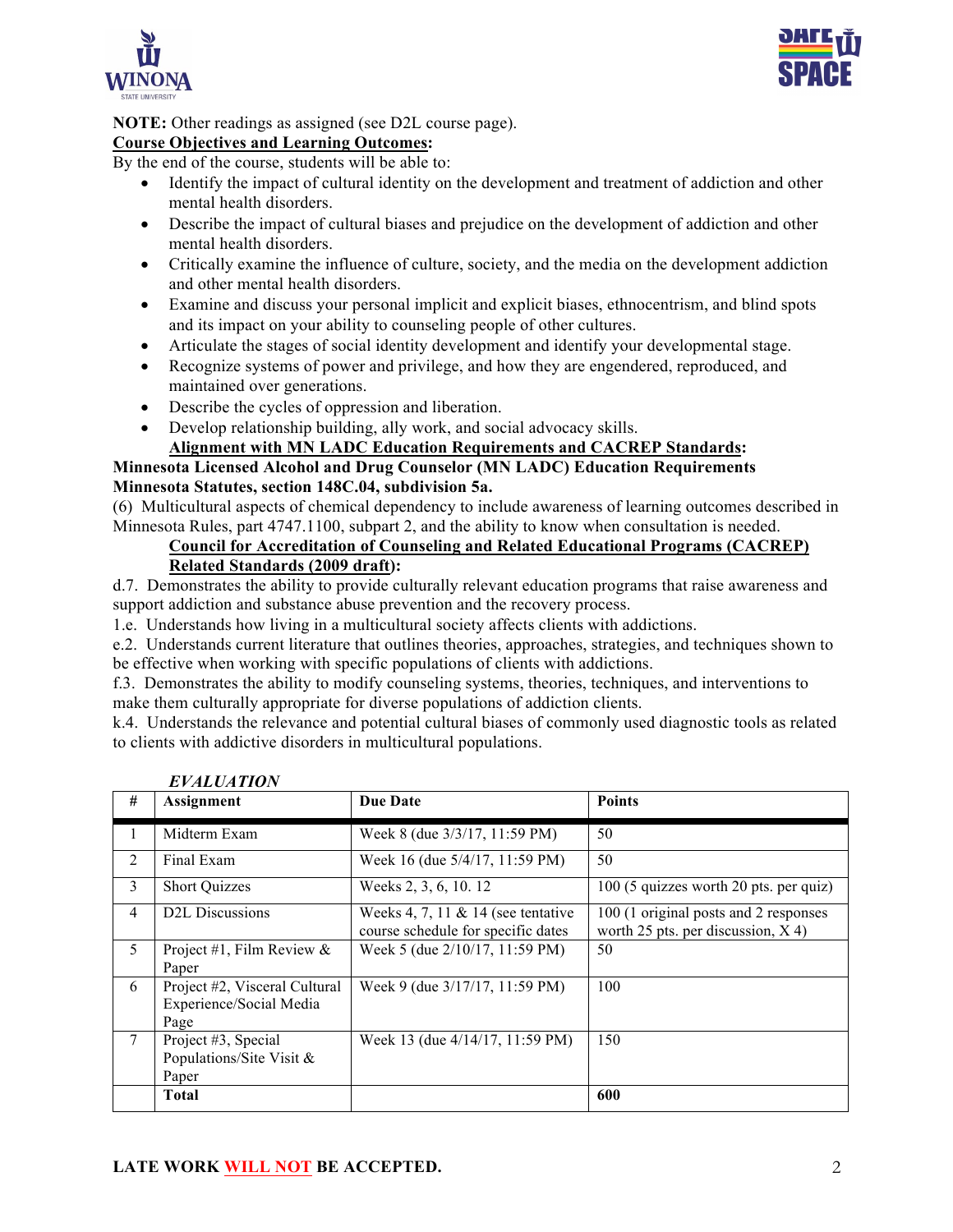**NOTE:** Other readings as assigned (see D2L course page).

**Course Objectives and Learning Outcomes:**

By the end of the course, students will be able to:

- Identify the impact of cultural identity on the development and treatment of addiction and other mental health disorders.
- Describe the impact of cultural biases and prejudice on the development of addiction and other mental health disorders.
- Critically examine the influence of culture, society, and the media on the development addiction and other mental health disorders.
- Examine and discuss your personal implicit and explicit biases, ethnocentrism, and blind spots and its impact on your ability to counseling people of other cultures.
- Articulate the stages of social identity development and identify your developmental stage.
- Recognize systems of power and privilege, and how they are engendered, reproduced, and maintained over generations.
- Describe the cycles of oppression and liberation.
- Develop relationship building, ally work, and social advocacy skills.

**Alignment with MN LADC Education Requirements and CACREP Standards:**

**Minnesota Licensed Alcohol and Drug Counselor (MN LADC) Education Requirements**
**Minnesota Statutes, section 148C.04, subdivision 5a.**

(6) Multicultural aspects of chemical dependency to include awareness of learning outcomes described in Minnesota Rules, part 4747.1100, subpart 2, and the ability to know when consultation is needed.

**Council for Accreditation of Counseling and Related Educational Programs (CACREP) Related Standards (2009 draft):**

d.7. Demonstrates the ability to provide culturally relevant education programs that raise awareness and support addiction and substance abuse prevention and the recovery process.

1.e. Understands how living in a multicultural society affects clients with addictions.

e.2. Understands current literature that outlines theories, approaches, strategies, and techniques shown to be effective when working with specific populations of clients with addictions.

f.3. Demonstrates the ability to modify counseling systems, theories, techniques, and interventions to make them culturally appropriate for diverse populations of addiction clients.

k.4. Understands the relevance and potential cultural biases of commonly used diagnostic tools as related to clients with addictive disorders in multicultural populations.

***EVALUATION***

| # | Assignment | Due Date | Points |
|---|---|---|---|
| 1 | Midterm Exam | Week 8 (due 3/3/17, 11:59 PM) | 50 |
| 2 | Final Exam | Week 16 (due 5/4/17, 11:59 PM) | 50 |
| 3 | Short Quizzes | Weeks 2, 3, 6, 10. 12 | 100 (5 quizzes worth 20 pts. per quiz) |
| 4 | D2L Discussions | Weeks 4, 7, 11 & 14 (see tentative course schedule for specific dates | 100 (1 original posts and 2 responses worth 25 pts. per discussion, X 4) |
| 5 | Project #1, Film Review & Paper | Week 5 (due 2/10/17, 11:59 PM) | 50 |
| 6 | Project #2, Visceral Cultural Experience/Social Media Page | Week 9 (due 3/17/17, 11:59 PM) | 100 |
| 7 | Project #3, Special Populations/Site Visit & Paper | Week 13 (due 4/14/17, 11:59 PM) | 150 |
| | **Total** | | **600** |

**LATE WORK WILL NOT BE ACCEPTED.**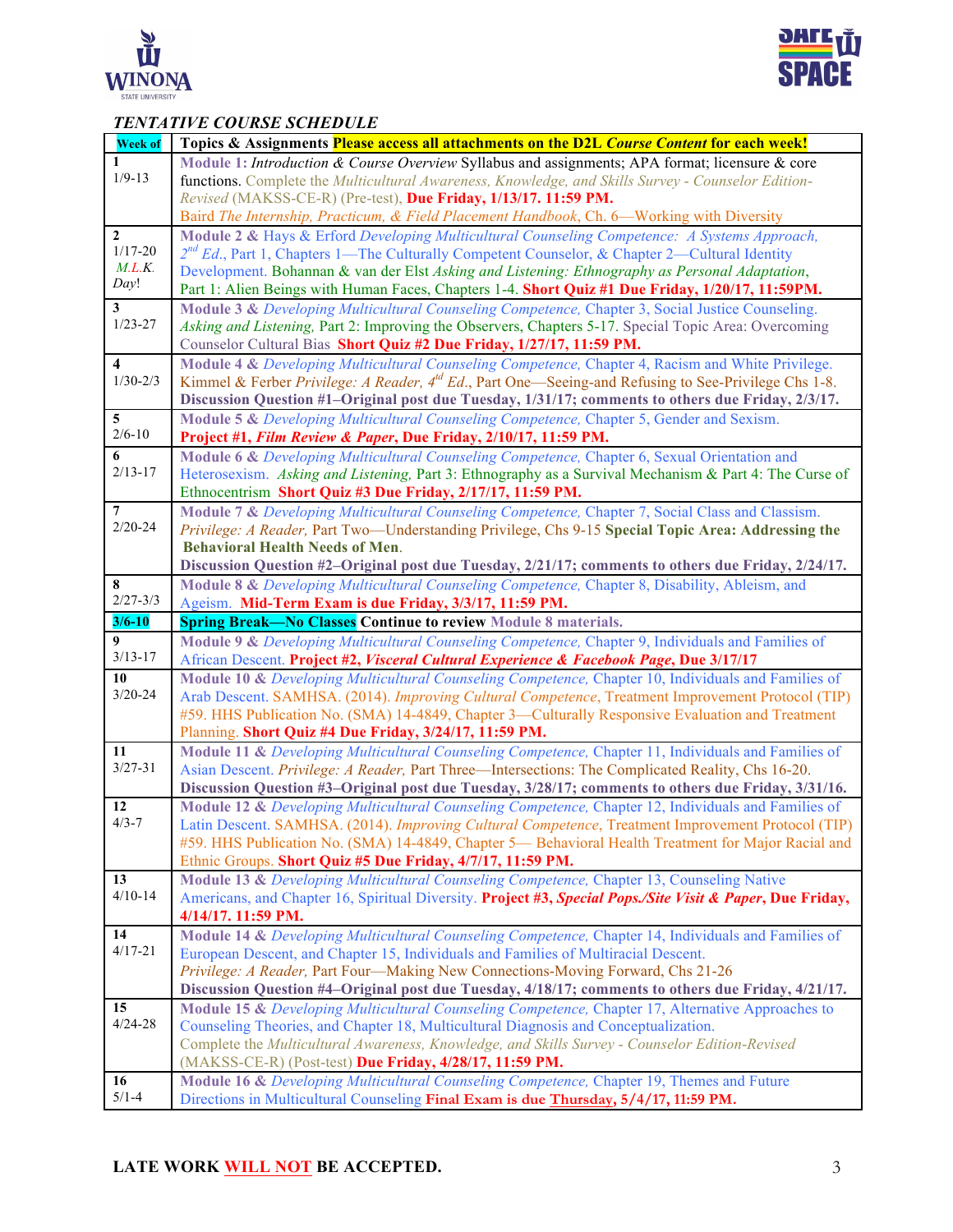## *TENTATIVE COURSE SCHEDULE*

| Week of | Topics & Assignments **Please access all attachments on the D2L *Course Content* for each week!** |
|---|---|
| **1** 1/9-13 | **Module 1:** *Introduction & Course Overview* Syllabus and assignments; APA format; licensure & core functions. Complete the *Multicultural Awareness, Knowledge, and Skills Survey - Counselor Edition-Revised* (MAKSS-CE-R) (Pre-test), **Due Friday, 1/13/17. 11:59 PM.** Baird *The Internship, Practicum, & Field Placement Handbook*, Ch. 6—Working with Diversity |
| **2** 1/17-20 *M.L.K. Day!* | **Module 2 &** Hays & Erford *Developing Multicultural Counseling Competence: A Systems Approach, 2nd Ed.*, Part 1, Chapters 1—The Culturally Competent Counselor, & Chapter 2—Cultural Identity Development. Bohannan & van der Elst *Asking and Listening: Ethnography as Personal Adaptation*, Part 1: Alien Beings with Human Faces, Chapters 1-4. **Short Quiz #1 Due Friday, 1/20/17, 11:59PM.** |
| **3** 1/23-27 | **Module 3 &** *Developing Multicultural Counseling Competence,* Chapter 3, Social Justice Counseling. *Asking and Listening,* Part 2: Improving the Observers, Chapters 5-17. Special Topic Area: Overcoming Counselor Cultural Bias **Short Quiz #2 Due Friday, 1/27/17, 11:59 PM.** |
| **4** 1/30-2/3 | **Module 4 &** *Developing Multicultural Counseling Competence,* Chapter 4, Racism and White Privilege. Kimmel & Ferber *Privilege: A Reader, 4td Ed.*, Part One—Seeing-and Refusing to See-Privilege Chs 1-8. **Discussion Question #1–Original post due Tuesday, 1/31/17; comments to others due Friday, 2/3/17.** |
| **5** 2/6-10 | **Module 5 &** *Developing Multicultural Counseling Competence,* Chapter 5, Gender and Sexism. **Project #1, *Film Review & Paper*, Due Friday, 2/10/17, 11:59 PM.** |
| **6** 2/13-17 | **Module 6 &** *Developing Multicultural Counseling Competence,* Chapter 6, Sexual Orientation and Heterosexism. *Asking and Listening,* Part 3: Ethnography as a Survival Mechanism & Part 4: The Curse of Ethnocentrism **Short Quiz #3 Due Friday, 2/17/17, 11:59 PM.** |
| **7** 2/20-24 | **Module 7 &** *Developing Multicultural Counseling Competence,* Chapter 7, Social Class and Classism. *Privilege: A Reader,* Part Two—Understanding Privilege, Chs 9-15 **Special Topic Area: Addressing the Behavioral Health Needs of Men**. **Discussion Question #2–Original post due Tuesday, 2/21/17; comments to others due Friday, 2/24/17.** |
| **8** 2/27-3/3 | **Module 8 &** *Developing Multicultural Counseling Competence,* Chapter 8, Disability, Ableism, and Ageism. **Mid-Term Exam is due Friday, 3/3/17, 11:59 PM.** |
| **3/6-10** | **Spring Break—No Classes** **Continue to review Module 8 materials.** |
| **9** 3/13-17 | **Module 9 &** *Developing Multicultural Counseling Competence,* Chapter 9, Individuals and Families of African Descent. **Project #2, *Visceral Cultural Experience & Facebook Page*, Due 3/17/17** |
| **10** 3/20-24 | **Module 10 &** *Developing Multicultural Counseling Competence,* Chapter 10, Individuals and Families of Arab Descent. SAMHSA. (2014). *Improving Cultural Competence*, Treatment Improvement Protocol (TIP) #59. HHS Publication No. (SMA) 14-4849, Chapter 3—Culturally Responsive Evaluation and Treatment Planning. **Short Quiz #4 Due Friday, 3/24/17, 11:59 PM.** |
| **11** 3/27-31 | **Module 11 &** *Developing Multicultural Counseling Competence,* Chapter 11, Individuals and Families of Asian Descent. *Privilege: A Reader,* Part Three—Intersections: The Complicated Reality, Chs 16-20. **Discussion Question #3–Original post due Tuesday, 3/28/17; comments to others due Friday, 3/31/16.** |
| **12** 4/3-7 | **Module 12 &** *Developing Multicultural Counseling Competence,* Chapter 12, Individuals and Families of Latin Descent. SAMHSA. (2014). *Improving Cultural Competence*, Treatment Improvement Protocol (TIP) #59. HHS Publication No. (SMA) 14-4849, Chapter 5— Behavioral Health Treatment for Major Racial and Ethnic Groups. **Short Quiz #5 Due Friday, 4/7/17, 11:59 PM.** |
| **13** 4/10-14 | **Module 13 &** *Developing Multicultural Counseling Competence,* Chapter 13, Counseling Native Americans, and Chapter 16, Spiritual Diversity. **Project #3, *Special Pops./Site Visit & Paper*, Due Friday, 4/14/17. 11:59 PM.** |
| **14** 4/17-21 | **Module 14 &** *Developing Multicultural Counseling Competence,* Chapter 14, Individuals and Families of European Descent, and Chapter 15, Individuals and Families of Multiracial Descent. *Privilege: A Reader,* Part Four—Making New Connections-Moving Forward, Chs 21-26 **Discussion Question #4–Original post due Tuesday, 4/18/17; comments to others due Friday, 4/21/17.** |
| **15** 4/24-28 | **Module 15 &** *Developing Multicultural Counseling Competence,* Chapter 17, Alternative Approaches to Counseling Theories, and Chapter 18, Multicultural Diagnosis and Conceptualization. Complete the *Multicultural Awareness, Knowledge, and Skills Survey - Counselor Edition-Revised* (MAKSS-CE-R) (Post-test) **Due Friday, 4/28/17, 11:59 PM.** |
| **16** 5/1-4 | **Module 16 &** *Developing Multicultural Counseling Competence,* Chapter 19, Themes and Future Directions in Multicultural Counseling **Final Exam is due Thursday, 5/4/17, 11:59 PM.** |

**LATE WORK WILL NOT BE ACCEPTED.**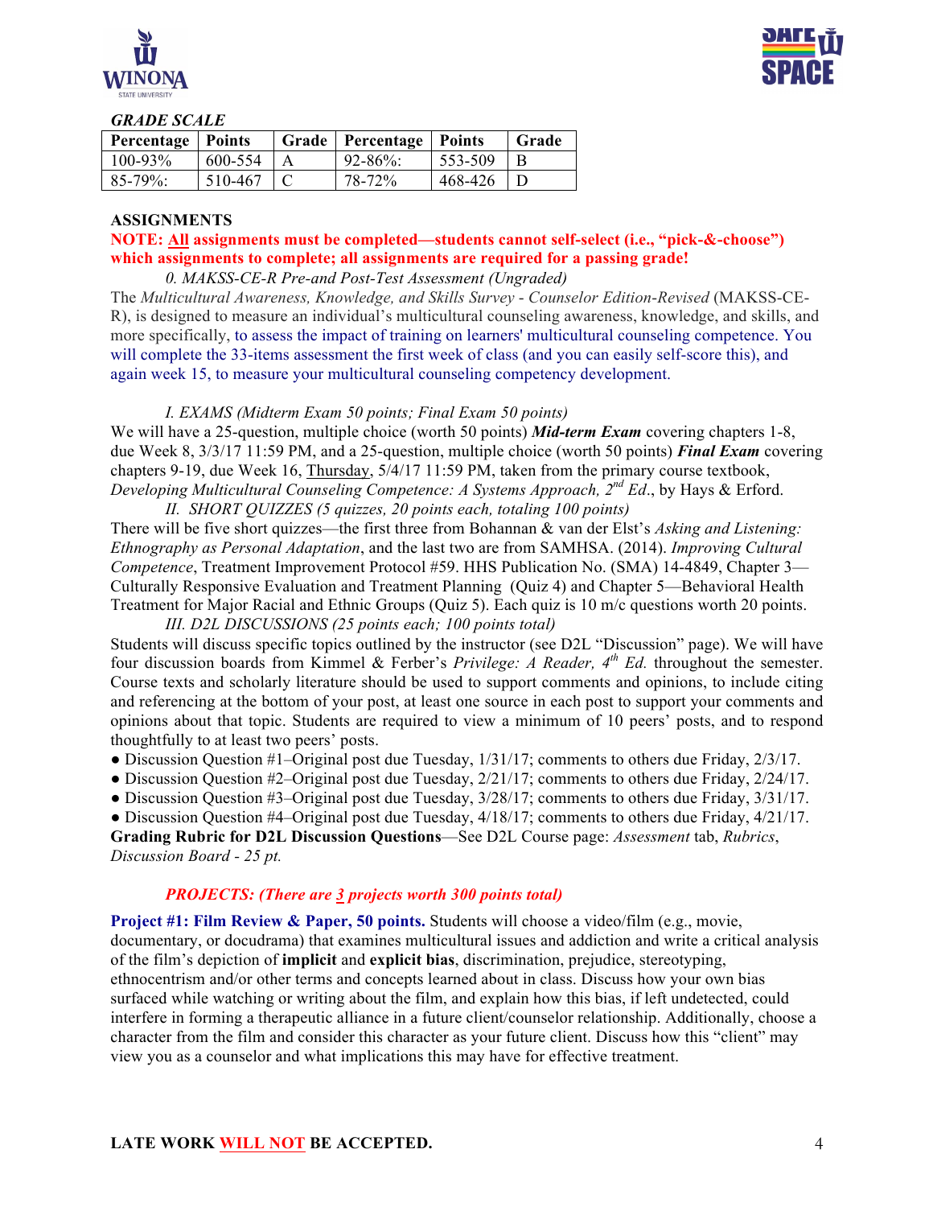***GRADE SCALE***

| Percentage | Points | Grade | Percentage | Points | Grade |
|---|---|---|---|---|---|
| 100-93% | 600-554 | A | 92-86%: | 553-509 | B |
| 85-79%: | 510-467 | C | 78-72% | 468-426 | D |

**ASSIGNMENTS**

**NOTE: All assignments must be completed—students cannot self-select (i.e., "pick-&-choose") which assignments to complete; all assignments are required for a passing grade!**

*0. MAKSS-CE-R Pre-and Post-Test Assessment (Ungraded)*

The *Multicultural Awareness, Knowledge, and Skills Survey - Counselor Edition-Revised* (MAKSS-CE-R), is designed to measure an individual's multicultural counseling awareness, knowledge, and skills, and more specifically, to assess the impact of training on learners' multicultural counseling competence. You will complete the 33-items assessment the first week of class (and you can easily self-score this), and again week 15, to measure your multicultural counseling competency development.

*I. EXAMS (Midterm Exam 50 points; Final Exam 50 points)*

We will have a 25-question, multiple choice (worth 50 points) ***Mid-term Exam*** covering chapters 1-8, due Week 8, 3/3/17 11:59 PM, and a 25-question, multiple choice (worth 50 points) ***Final Exam*** covering chapters 9-19, due Week 16, Thursday, 5/4/17 11:59 PM, taken from the primary course textbook, *Developing Multicultural Counseling Competence: A Systems Approach, 2nd Ed*., by Hays & Erford.

*II. SHORT QUIZZES (5 quizzes, 20 points each, totaling 100 points)*

There will be five short quizzes—the first three from Bohannan & van der Elst's *Asking and Listening: Ethnography as Personal Adaptation*, and the last two are from SAMHSA. (2014). *Improving Cultural Competence*, Treatment Improvement Protocol #59. HHS Publication No. (SMA) 14-4849, Chapter 3—Culturally Responsive Evaluation and Treatment Planning (Quiz 4) and Chapter 5—Behavioral Health Treatment for Major Racial and Ethnic Groups (Quiz 5). Each quiz is 10 m/c questions worth 20 points.

*III. D2L DISCUSSIONS (25 points each; 100 points total)*

Students will discuss specific topics outlined by the instructor (see D2L "Discussion" page). We will have four discussion boards from Kimmel & Ferber's *Privilege: A Reader, 4th Ed.* throughout the semester. Course texts and scholarly literature should be used to support comments and opinions, to include citing and referencing at the bottom of your post, at least one source in each post to support your comments and opinions about that topic. Students are required to view a minimum of 10 peers' posts, and to respond thoughtfully to at least two peers' posts.

- Discussion Question #1–Original post due Tuesday, 1/31/17; comments to others due Friday, 2/3/17.
- Discussion Question #2–Original post due Tuesday, 2/21/17; comments to others due Friday, 2/24/17.
- Discussion Question #3–Original post due Tuesday, 3/28/17; comments to others due Friday, 3/31/17.
- Discussion Question #4–Original post due Tuesday, 4/18/17; comments to others due Friday, 4/21/17.

**Grading Rubric for D2L Discussion Questions**—See D2L Course page: *Assessment* tab, *Rubrics*, *Discussion Board - 25 pt.*

***PROJECTS: (There are 3 projects worth 300 points total)***

**Project #1: Film Review & Paper, 50 points.** Students will choose a video/film (e.g., movie, documentary, or docudrama) that examines multicultural issues and addiction and write a critical analysis of the film's depiction of **implicit** and **explicit bias**, discrimination, prejudice, stereotyping, ethnocentrism and/or other terms and concepts learned about in class. Discuss how your own bias surfaced while watching or writing about the film, and explain how this bias, if left undetected, could interfere in forming a therapeutic alliance in a future client/counselor relationship. Additionally, choose a character from the film and consider this character as your future client. Discuss how this "client" may view you as a counselor and what implications this may have for effective treatment.

**LATE WORK WILL NOT BE ACCEPTED.**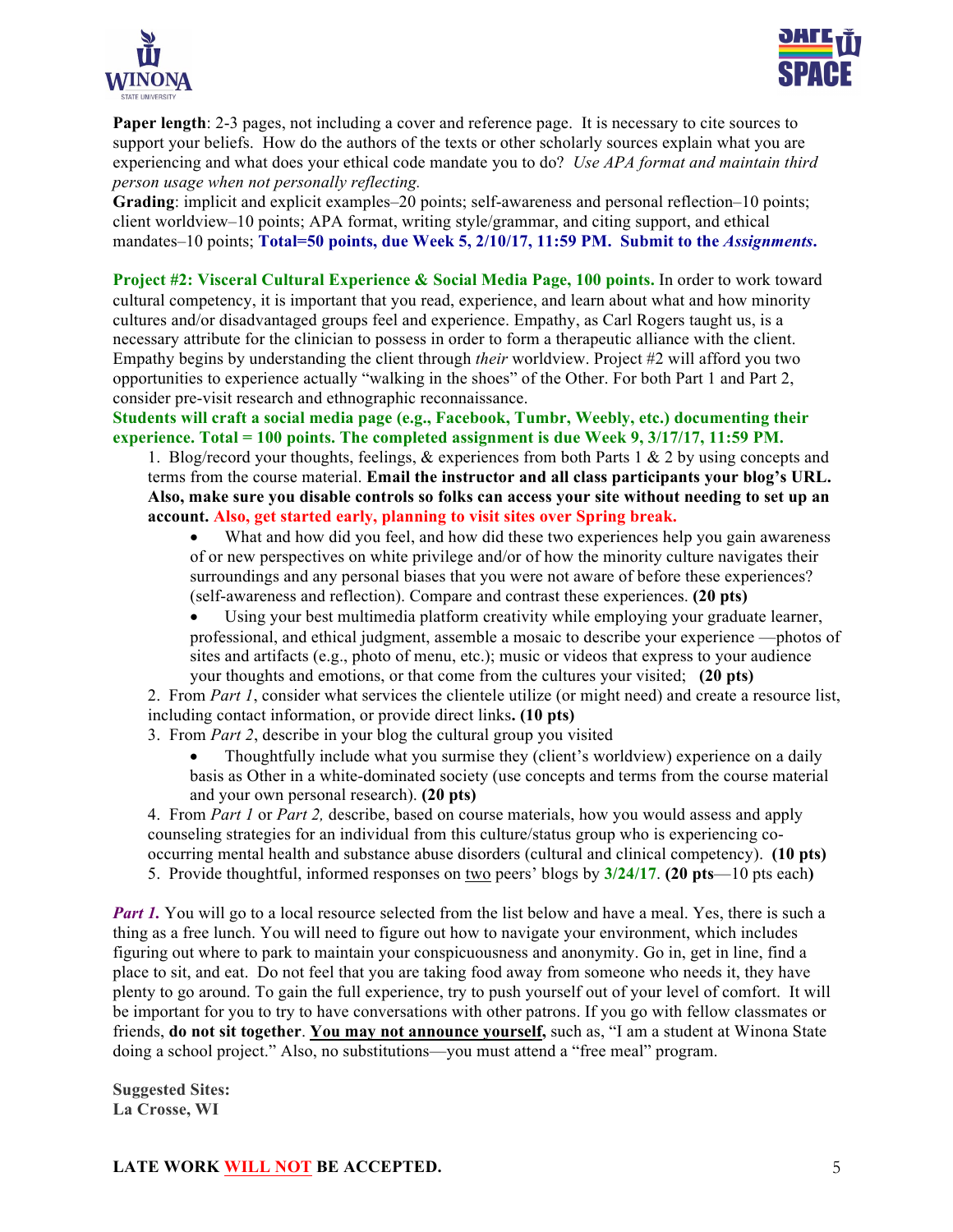**Paper length**: 2-3 pages, not including a cover and reference page. It is necessary to cite sources to support your beliefs. How do the authors of the texts or other scholarly sources explain what you are experiencing and what does your ethical code mandate you to do? *Use APA format and maintain third person usage when not personally reflecting.*

**Grading**: implicit and explicit examples–20 points; self-awareness and personal reflection–10 points; client worldview–10 points; APA format, writing style/grammar, and citing support, and ethical mandates–10 points; **Total=50 points, due Week 5, 2/10/17, 11:59 PM. Submit to the *Assignments*.**

**Project #2: Visceral Cultural Experience & Social Media Page, 100 points.** In order to work toward cultural competency, it is important that you read, experience, and learn about what and how minority cultures and/or disadvantaged groups feel and experience. Empathy, as Carl Rogers taught us, is a necessary attribute for the clinician to possess in order to form a therapeutic alliance with the client. Empathy begins by understanding the client through *their* worldview. Project #2 will afford you two opportunities to experience actually "walking in the shoes" of the Other. For both Part 1 and Part 2, consider pre-visit research and ethnographic reconnaissance.

**Students will craft a social media page (e.g., Facebook, Tumbr, Weebly, etc.) documenting their experience. Total = 100 points. The completed assignment is due Week 9, 3/17/17, 11:59 PM.**

1. Blog/record your thoughts, feelings, & experiences from both Parts 1 & 2 by using concepts and terms from the course material. **Email the instructor and all class participants your blog's URL. Also, make sure you disable controls so folks can access your site without needing to set up an account. Also, get started early, planning to visit sites over Spring break.**
   - What and how did you feel, and how did these two experiences help you gain awareness of or new perspectives on white privilege and/or of how the minority culture navigates their surroundings and any personal biases that you were not aware of before these experiences? (self-awareness and reflection). Compare and contrast these experiences. **(20 pts)**
   - Using your best multimedia platform creativity while employing your graduate learner, professional, and ethical judgment, assemble a mosaic to describe your experience —photos of sites and artifacts (e.g., photo of menu, etc.); music or videos that express to your audience your thoughts and emotions, or that come from the cultures your visited; **(20 pts)**
2. From *Part 1*, consider what services the clientele utilize (or might need) and create a resource list, including contact information, or provide direct links**. (10 pts)**
3. From *Part 2*, describe in your blog the cultural group you visited
   - Thoughtfully include what you surmise they (client's worldview) experience on a daily basis as Other in a white-dominated society (use concepts and terms from the course material and your own personal research). **(20 pts)**
4. From *Part 1* or *Part 2,* describe, based on course materials, how you would assess and apply counseling strategies for an individual from this culture/status group who is experiencing co-occurring mental health and substance abuse disorders (cultural and clinical competency). **(10 pts)**
5. Provide thoughtful, informed responses on <u>two</u> peers' blogs by **3/24/17**. **(20 pts**—10 pts each**)**

***Part 1.*** You will go to a local resource selected from the list below and have a meal. Yes, there is such a thing as a free lunch. You will need to figure out how to navigate your environment, which includes figuring out where to park to maintain your conspicuousness and anonymity. Go in, get in line, find a place to sit, and eat. Do not feel that you are taking food away from someone who needs it, they have plenty to go around. To gain the full experience, try to push yourself out of your level of comfort. It will be important for you to try to have conversations with other patrons. If you go with fellow classmates or friends, **do not sit together**. **<u>You may not announce yourself,</u>** such as, "I am a student at Winona State doing a school project." Also, no substitutions—you must attend a "free meal" program.

**Suggested Sites:**
**La Crosse, WI**

**LATE WORK <u>WILL NOT</u> BE ACCEPTED.**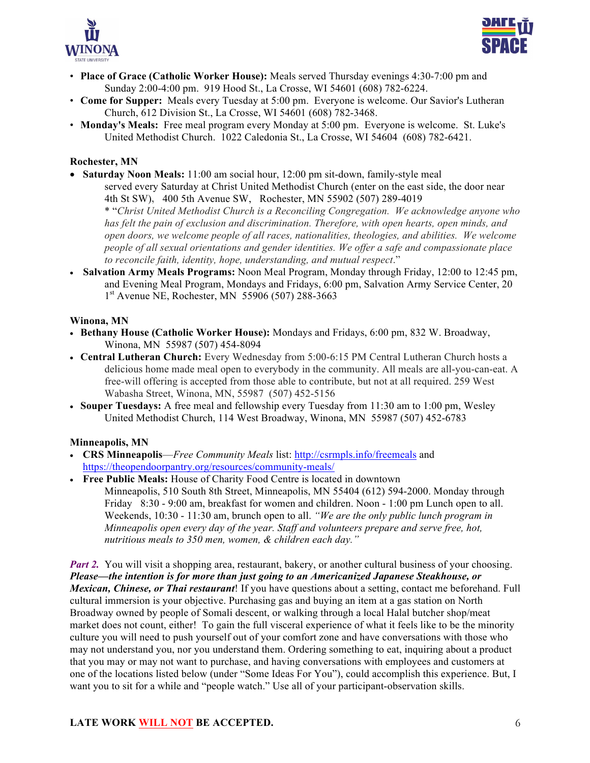- **Place of Grace (Catholic Worker House):** Meals served Thursday evenings 4:30-7:00 pm and Sunday 2:00-4:00 pm. 919 Hood St., La Crosse, WI 54601 (608) 782-6224.
- **Come for Supper:** Meals every Tuesday at 5:00 pm. Everyone is welcome. Our Savior's Lutheran Church, 612 Division St., La Crosse, WI 54601 (608) 782-3468.
- **Monday's Meals:** Free meal program every Monday at 5:00 pm. Everyone is welcome. St. Luke's United Methodist Church. 1022 Caledonia St., La Crosse, WI 54604 (608) 782-6421.

**Rochester, MN**

- **Saturday Noon Meals:** 11:00 am social hour, 12:00 pm sit-down, family-style meal served every Saturday at Christ United Methodist Church (enter on the east side, the door near 4th St SW), 400 5th Avenue SW, Rochester, MN 55902 (507) 289-4019
  * "*Christ United Methodist Church is a Reconciling Congregation. We acknowledge anyone who has felt the pain of exclusion and discrimination. Therefore, with open hearts, open minds, and open doors, we welcome people of all races, nationalities, theologies, and abilities. We welcome people of all sexual orientations and gender identities. We offer a safe and compassionate place to reconcile faith, identity, hope, understanding, and mutual respect*."
- **Salvation Army Meals Programs:** Noon Meal Program, Monday through Friday, 12:00 to 12:45 pm, and Evening Meal Program, Mondays and Fridays, 6:00 pm, Salvation Army Service Center, 20 1st Avenue NE, Rochester, MN 55906 (507) 288-3663

**Winona, MN**

- **Bethany House (Catholic Worker House):** Mondays and Fridays, 6:00 pm, 832 W. Broadway, Winona, MN 55987 (507) 454-8094
- **Central Lutheran Church:** Every Wednesday from 5:00-6:15 PM Central Lutheran Church hosts a delicious home made meal open to everybody in the community. All meals are all-you-can-eat. A free-will offering is accepted from those able to contribute, but not at all required. 259 West Wabasha Street, Winona, MN, 55987 (507) 452-5156
- **Souper Tuesdays:** A free meal and fellowship every Tuesday from 11:30 am to 1:00 pm, Wesley United Methodist Church, 114 West Broadway, Winona, MN 55987 (507) 452-6783

**Minneapolis, MN**

- **CRS Minneapolis**—*Free Community Meals* list: http://csrmpls.info/freemeals and https://theopendoorpantry.org/resources/community-meals/
- **Free Public Meals:** House of Charity Food Centre is located in downtown Minneapolis, 510 South 8th Street, Minneapolis, MN 55404 (612) 594-2000. Monday through Friday 8:30 - 9:00 am, breakfast for women and children. Noon - 1:00 pm Lunch open to all. Weekends, 10:30 - 11:30 am, brunch open to all. *"We are the only public lunch program in Minneapolis open every day of the year. Staff and volunteers prepare and serve free, hot, nutritious meals to 350 men, women, & children each day."*

***Part 2.*** You will visit a shopping area, restaurant, bakery, or another cultural business of your choosing. ***Please—the intention is for more than just going to an Americanized Japanese Steakhouse, or Mexican, Chinese, or Thai restaurant***! If you have questions about a setting, contact me beforehand. Full cultural immersion is your objective. Purchasing gas and buying an item at a gas station on North Broadway owned by people of Somali descent, or walking through a local Halal butcher shop/meat market does not count, either! To gain the full visceral experience of what it feels like to be the minority culture you will need to push yourself out of your comfort zone and have conversations with those who may not understand you, nor you understand them. Ordering something to eat, inquiring about a product that you may or may not want to purchase, and having conversations with employees and customers at one of the locations listed below (under "Some Ideas For You"), could accomplish this experience. But, I want you to sit for a while and "people watch." Use all of your participant-observation skills.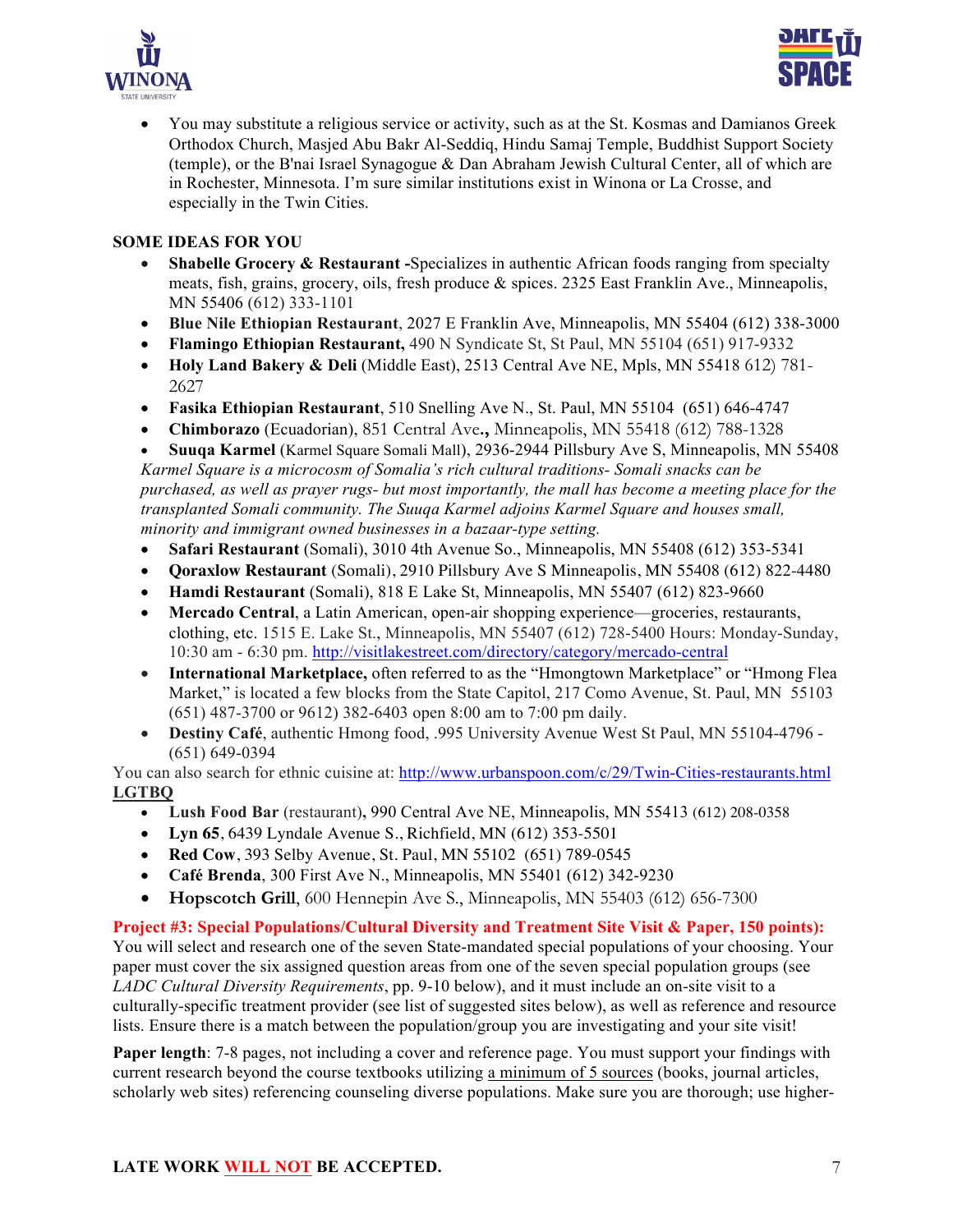- You may substitute a religious service or activity, such as at the St. Kosmas and Damianos Greek Orthodox Church, Masjed Abu Bakr Al-Seddiq, Hindu Samaj Temple, Buddhist Support Society (temple), or the B'nai Israel Synagogue & Dan Abraham Jewish Cultural Center, all of which are in Rochester, Minnesota. I'm sure similar institutions exist in Winona or La Crosse, and especially in the Twin Cities.

**SOME IDEAS FOR YOU**

- **Shabelle Grocery & Restaurant -**Specializes in authentic African foods ranging from specialty meats, fish, grains, grocery, oils, fresh produce & spices. 2325 East Franklin Ave., Minneapolis, MN 55406 (612) 333-1101
- **Blue Nile Ethiopian Restaurant**, 2027 E Franklin Ave, Minneapolis, MN 55404 (612) 338-3000
- **Flamingo Ethiopian Restaurant,** 490 N Syndicate St, St Paul, MN 55104 (651) 917-9332
- **Holy Land Bakery & Deli** (Middle East), 2513 Central Ave NE, Mpls, MN 55418 612) 781-2627
- **Fasika Ethiopian Restaurant**, 510 Snelling Ave N., St. Paul, MN 55104 (651) 646-4747
- **Chimborazo** (Ecuadorian), 851 Central Ave**.,** Minneapolis, MN 55418 (612) 788-1328
- **Suuqa Karmel** (Karmel Square Somali Mall), 2936-2944 Pillsbury Ave S, Minneapolis, MN 55408

*Karmel Square is a microcosm of Somalia's rich cultural traditions- Somali snacks can be purchased, as well as prayer rugs- but most importantly, the mall has become a meeting place for the transplanted Somali community. The Suuqa Karmel adjoins Karmel Square and houses small, minority and immigrant owned businesses in a bazaar-type setting.*

- **Safari Restaurant** (Somali), 3010 4th Avenue So., Minneapolis, MN 55408 (612) 353-5341
- **Qoraxlow Restaurant** (Somali), 2910 Pillsbury Ave S Minneapolis, MN 55408 (612) 822-4480
- **Hamdi Restaurant** (Somali), 818 E Lake St, Minneapolis, MN 55407 (612) 823-9660
- **Mercado Central**, a Latin American, open-air shopping experience—groceries, restaurants, clothing, etc. 1515 E. Lake St., Minneapolis, MN 55407 (612) 728-5400 Hours: Monday-Sunday, 10:30 am - 6:30 pm. http://visitlakestreet.com/directory/category/mercado-central
- **International Marketplace,** often referred to as the "Hmongtown Marketplace" or "Hmong Flea Market," is located a few blocks from the State Capitol, 217 Como Avenue, St. Paul, MN 55103 (651) 487-3700 or 9612) 382-6403 open 8:00 am to 7:00 pm daily.
- **Destiny Café**, authentic Hmong food, .995 University Avenue West St Paul, MN 55104-4796 - (651) 649-0394

You can also search for ethnic cuisine at: http://www.urbanspoon.com/c/29/Twin-Cities-restaurants.html

**LGTBQ**

- **Lush Food Bar** (restaurant)**,** 990 Central Ave NE, Minneapolis, MN 55413 (612) 208-0358
- **Lyn 65**, 6439 Lyndale Avenue S., Richfield, MN (612) 353-5501
- **Red Cow**, 393 Selby Avenue, St. Paul, MN 55102 (651) 789-0545
- **Café Brenda**, 300 First Ave N., Minneapolis, MN 55401 (612) 342-9230
- **Hopscotch Grill**, 600 Hennepin Ave S., Minneapolis, MN 55403 (612) 656-7300

**Project #3: Special Populations/Cultural Diversity and Treatment Site Visit & Paper, 150 points):** You will select and research one of the seven State-mandated special populations of your choosing. Your paper must cover the six assigned question areas from one of the seven special population groups (see *LADC Cultural Diversity Requirements*, pp. 9-10 below), and it must include an on-site visit to a culturally-specific treatment provider (see list of suggested sites below), as well as reference and resource lists. Ensure there is a match between the population/group you are investigating and your site visit!

**Paper length**: 7-8 pages, not including a cover and reference page. You must support your findings with current research beyond the course textbooks utilizing a minimum of 5 sources (books, journal articles, scholarly web sites) referencing counseling diverse populations. Make sure you are thorough; use higher-

**LATE WORK WILL NOT BE ACCEPTED.**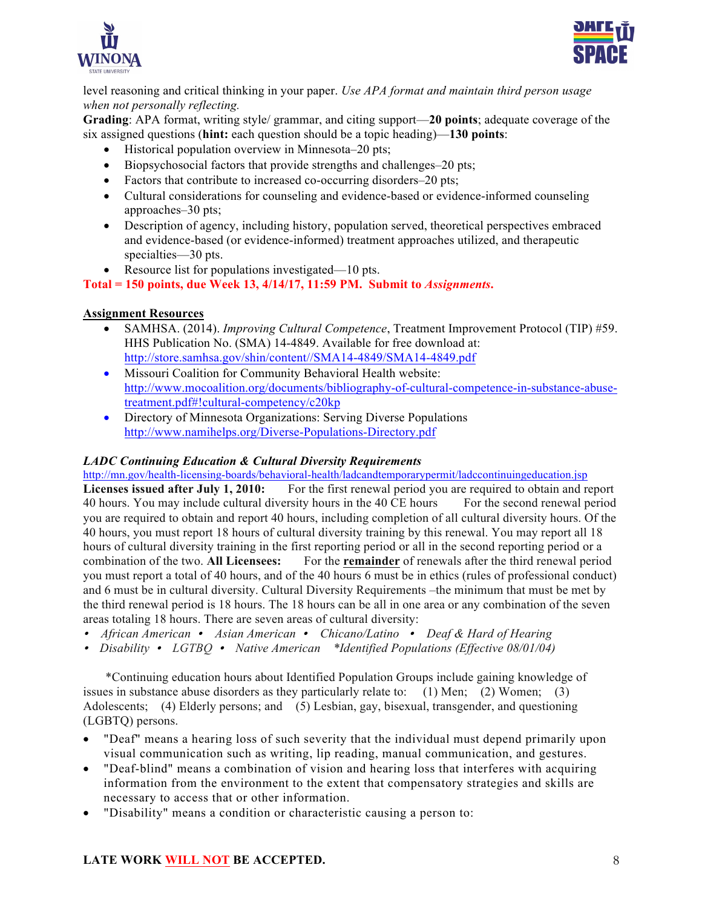level reasoning and critical thinking in your paper. *Use APA format and maintain third person usage when not personally reflecting.*

**Grading**: APA format, writing style/ grammar, and citing support—**20 points**; adequate coverage of the six assigned questions (**hint:** each question should be a topic heading)—**130 points**:

- Historical population overview in Minnesota–20 pts;
- Biopsychosocial factors that provide strengths and challenges–20 pts;
- Factors that contribute to increased co-occurring disorders–20 pts;
- Cultural considerations for counseling and evidence-based or evidence-informed counseling approaches–30 pts;
- Description of agency, including history, population served, theoretical perspectives embraced and evidence-based (or evidence-informed) treatment approaches utilized, and therapeutic specialties—30 pts.
- Resource list for populations investigated—10 pts.

**Total = 150 points, due Week 13, 4/14/17, 11:59 PM. Submit to *Assignments*.**

**Assignment Resources**

- SAMHSA. (2014). *Improving Cultural Competence*, Treatment Improvement Protocol (TIP) #59. HHS Publication No. (SMA) 14-4849. Available for free download at: http://store.samhsa.gov/shin/content//SMA14-4849/SMA14-4849.pdf
- Missouri Coalition for Community Behavioral Health website: http://www.mocoalition.org/documents/bibliography-of-cultural-competence-in-substance-abuse-treatment.pdf#!cultural-competency/c20kp
- Directory of Minnesota Organizations: Serving Diverse Populations http://www.namihelps.org/Diverse-Populations-Directory.pdf

***LADC Continuing Education & Cultural Diversity Requirements***

http://mn.gov/health-licensing-boards/behavioral-health/ladcandtemporarypermit/ladccontinuingeducation.jsp

**Licenses issued after July 1, 2010:** For the first renewal period you are required to obtain and report 40 hours. You may include cultural diversity hours in the 40 CE hours For the second renewal period you are required to obtain and report 40 hours, including completion of all cultural diversity hours. Of the 40 hours, you must report 18 hours of cultural diversity training by this renewal. You may report all 18 hours of cultural diversity training in the first reporting period or all in the second reporting period or a combination of the two. **All Licensees:** For the **remainder** of renewals after the third renewal period you must report a total of 40 hours, and of the 40 hours 6 must be in ethics (rules of professional conduct) and 6 must be in cultural diversity. Cultural Diversity Requirements –the minimum that must be met by the third renewal period is 18 hours. The 18 hours can be all in one area or any combination of the seven areas totaling 18 hours. There are seven areas of cultural diversity:

- *African American* • *Asian American* • *Chicano/Latino* • *Deaf & Hard of Hearing*
- *Disability* • *LGTBQ* • *Native American* *\*Identified Populations (Effective 08/01/04)*

\*Continuing education hours about Identified Population Groups include gaining knowledge of issues in substance abuse disorders as they particularly relate to: (1) Men; (2) Women; (3) Adolescents; (4) Elderly persons; and (5) Lesbian, gay, bisexual, transgender, and questioning (LGBTQ) persons.

- "Deaf" means a hearing loss of such severity that the individual must depend primarily upon visual communication such as writing, lip reading, manual communication, and gestures.
- "Deaf-blind" means a combination of vision and hearing loss that interferes with acquiring information from the environment to the extent that compensatory strategies and skills are necessary to access that or other information.
- "Disability" means a condition or characteristic causing a person to:

**LATE WORK WILL NOT BE ACCEPTED.**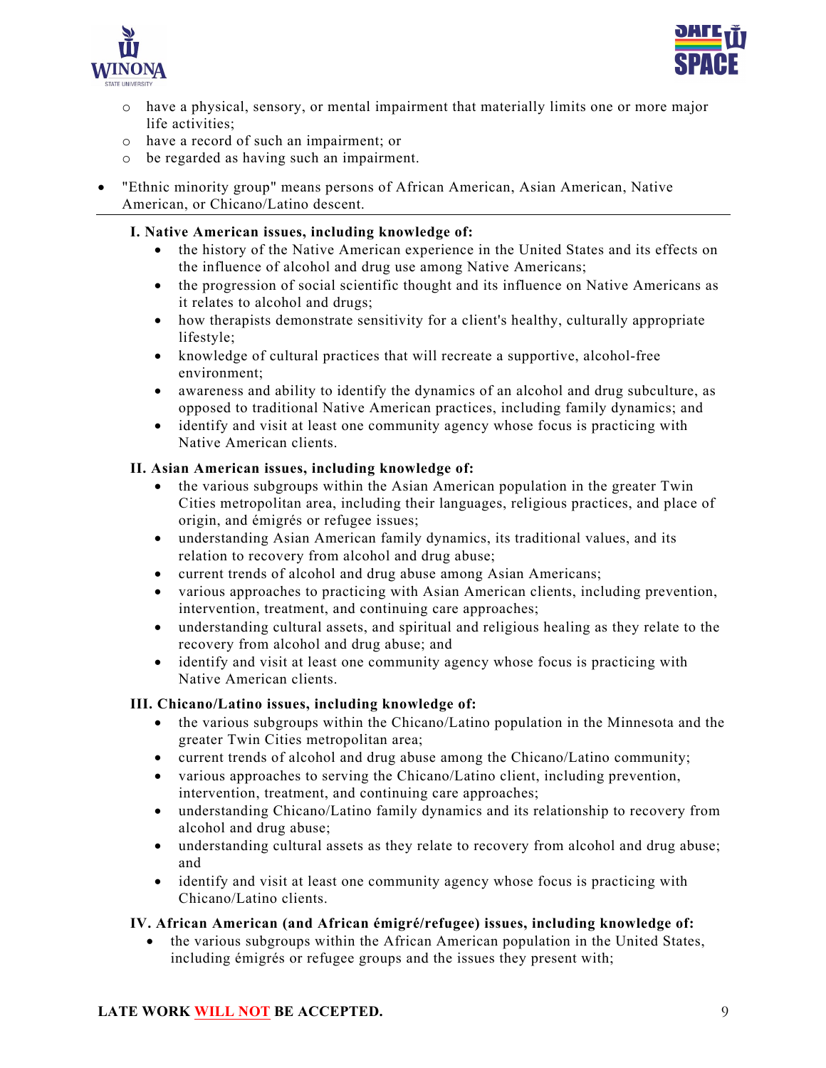- have a physical, sensory, or mental impairment that materially limits one or more major life activities;
    - have a record of such an impairment; or
    - be regarded as having such an impairment.

- "Ethnic minority group" means persons of African American, Asian American, Native American, or Chicano/Latino descent.

---

**I. Native American issues, including knowledge of:**

- the history of the Native American experience in the United States and its effects on the influence of alcohol and drug use among Native Americans;
- the progression of social scientific thought and its influence on Native Americans as it relates to alcohol and drugs;
- how therapists demonstrate sensitivity for a client's healthy, culturally appropriate lifestyle;
- knowledge of cultural practices that will recreate a supportive, alcohol-free environment;
- awareness and ability to identify the dynamics of an alcohol and drug subculture, as opposed to traditional Native American practices, including family dynamics; and
- identify and visit at least one community agency whose focus is practicing with Native American clients.

**II. Asian American issues, including knowledge of:**

- the various subgroups within the Asian American population in the greater Twin Cities metropolitan area, including their languages, religious practices, and place of origin, and émigrés or refugee issues;
- understanding Asian American family dynamics, its traditional values, and its relation to recovery from alcohol and drug abuse;
- current trends of alcohol and drug abuse among Asian Americans;
- various approaches to practicing with Asian American clients, including prevention, intervention, treatment, and continuing care approaches;
- understanding cultural assets, and spiritual and religious healing as they relate to the recovery from alcohol and drug abuse; and
- identify and visit at least one community agency whose focus is practicing with Native American clients.

**III. Chicano/Latino issues, including knowledge of:**

- the various subgroups within the Chicano/Latino population in the Minnesota and the greater Twin Cities metropolitan area;
- current trends of alcohol and drug abuse among the Chicano/Latino community;
- various approaches to serving the Chicano/Latino client, including prevention, intervention, treatment, and continuing care approaches;
- understanding Chicano/Latino family dynamics and its relationship to recovery from alcohol and drug abuse;
- understanding cultural assets as they relate to recovery from alcohol and drug abuse; and
- identify and visit at least one community agency whose focus is practicing with Chicano/Latino clients.

**IV. African American (and African émigré/refugee) issues, including knowledge of:**

- the various subgroups within the African American population in the United States, including émigrés or refugee groups and the issues they present with;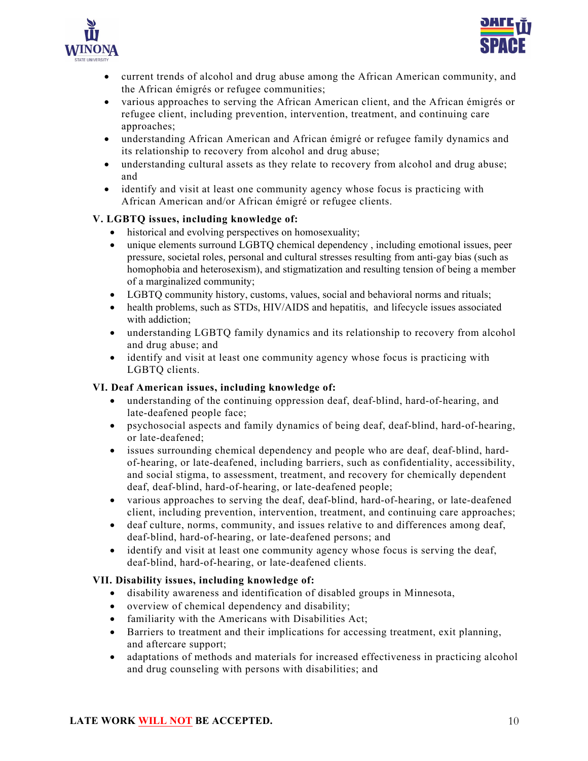- current trends of alcohol and drug abuse among the African American community, and the African émigrés or refugee communities;
- various approaches to serving the African American client, and the African émigrés or refugee client, including prevention, intervention, treatment, and continuing care approaches;
- understanding African American and African émigré or refugee family dynamics and its relationship to recovery from alcohol and drug abuse;
- understanding cultural assets as they relate to recovery from alcohol and drug abuse; and
- identify and visit at least one community agency whose focus is practicing with African American and/or African émigré or refugee clients.

**V. LGBTQ issues, including knowledge of:**

- historical and evolving perspectives on homosexuality;
- unique elements surround LGBTQ chemical dependency , including emotional issues, peer pressure, societal roles, personal and cultural stresses resulting from anti-gay bias (such as homophobia and heterosexism), and stigmatization and resulting tension of being a member of a marginalized community;
- LGBTQ community history, customs, values, social and behavioral norms and rituals;
- health problems, such as STDs, HIV/AIDS and hepatitis, and lifecycle issues associated with addiction;
- understanding LGBTQ family dynamics and its relationship to recovery from alcohol and drug abuse; and
- identify and visit at least one community agency whose focus is practicing with LGBTQ clients.

**VI. Deaf American issues, including knowledge of:**

- understanding of the continuing oppression deaf, deaf-blind, hard-of-hearing, and late-deafened people face;
- psychosocial aspects and family dynamics of being deaf, deaf-blind, hard-of-hearing, or late-deafened;
- issues surrounding chemical dependency and people who are deaf, deaf-blind, hard-of-hearing, or late-deafened, including barriers, such as confidentiality, accessibility, and social stigma, to assessment, treatment, and recovery for chemically dependent deaf, deaf-blind, hard-of-hearing, or late-deafened people;
- various approaches to serving the deaf, deaf-blind, hard-of-hearing, or late-deafened client, including prevention, intervention, treatment, and continuing care approaches;
- deaf culture, norms, community, and issues relative to and differences among deaf, deaf-blind, hard-of-hearing, or late-deafened persons; and
- identify and visit at least one community agency whose focus is serving the deaf, deaf-blind, hard-of-hearing, or late-deafened clients.

**VII. Disability issues, including knowledge of:**

- disability awareness and identification of disabled groups in Minnesota,
- overview of chemical dependency and disability;
- familiarity with the Americans with Disabilities Act;
- Barriers to treatment and their implications for accessing treatment, exit planning, and aftercare support;
- adaptations of methods and materials for increased effectiveness in practicing alcohol and drug counseling with persons with disabilities; and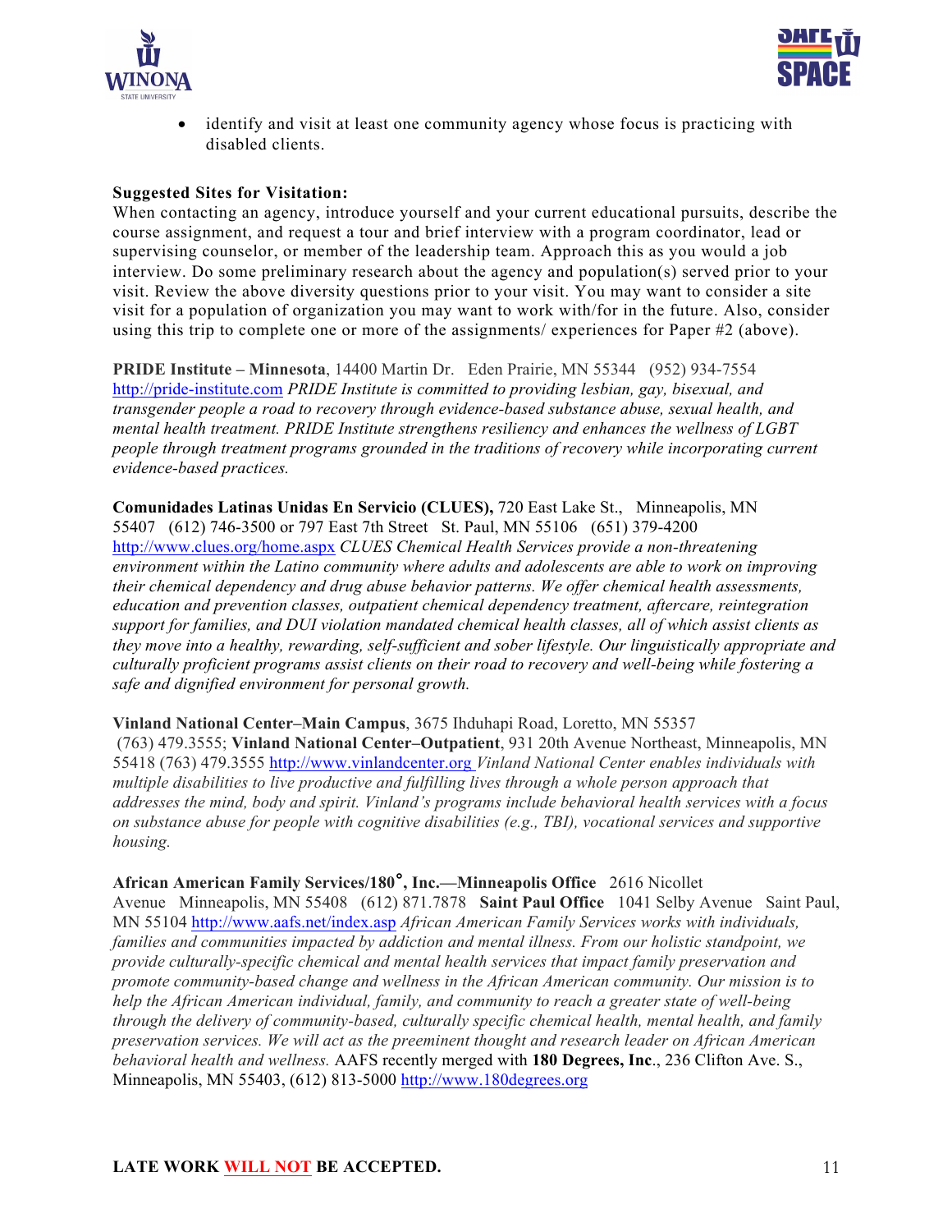- identify and visit at least one community agency whose focus is practicing with disabled clients.

**Suggested Sites for Visitation:**
When contacting an agency, introduce yourself and your current educational pursuits, describe the course assignment, and request a tour and brief interview with a program coordinator, lead or supervising counselor, or member of the leadership team. Approach this as you would a job interview. Do some preliminary research about the agency and population(s) served prior to your visit. Review the above diversity questions prior to your visit. You may want to consider a site visit for a population of organization you may want to work with/for in the future. Also, consider using this trip to complete one or more of the assignments/ experiences for Paper #2 (above).

**PRIDE Institute – Minnesota**, 14400 Martin Dr. Eden Prairie, MN 55344 (952) 934-7554 http://pride-institute.com *PRIDE Institute is committed to providing lesbian, gay, bisexual, and transgender people a road to recovery through evidence-based substance abuse, sexual health, and mental health treatment. PRIDE Institute strengthens resiliency and enhances the wellness of LGBT people through treatment programs grounded in the traditions of recovery while incorporating current evidence-based practices.*

**Comunidades Latinas Unidas En Servicio (CLUES),** 720 East Lake St., Minneapolis, MN 55407 (612) 746-3500 or 797 East 7th Street St. Paul, MN 55106 (651) 379-4200 http://www.clues.org/home.aspx *CLUES Chemical Health Services provide a non-threatening environment within the Latino community where adults and adolescents are able to work on improving their chemical dependency and drug abuse behavior patterns. We offer chemical health assessments, education and prevention classes, outpatient chemical dependency treatment, aftercare, reintegration support for families, and DUI violation mandated chemical health classes, all of which assist clients as they move into a healthy, rewarding, self-sufficient and sober lifestyle. Our linguistically appropriate and culturally proficient programs assist clients on their road to recovery and well-being while fostering a safe and dignified environment for personal growth.*

**Vinland National Center–Main Campus**, 3675 Ihduhapi Road, Loretto, MN 55357 (763) 479.3555; **Vinland National Center–Outpatient**, 931 20th Avenue Northeast, Minneapolis, MN 55418 (763) 479.3555 http://www.vinlandcenter.org *Vinland National Center enables individuals with multiple disabilities to live productive and fulfilling lives through a whole person approach that addresses the mind, body and spirit. Vinland's programs include behavioral health services with a focus on substance abuse for people with cognitive disabilities (e.g., TBI), vocational services and supportive housing.*

**African American Family Services/180°, Inc.—Minneapolis Office** 2616 Nicollet Avenue Minneapolis, MN 55408 (612) 871.7878 **Saint Paul Office** 1041 Selby Avenue Saint Paul, MN 55104 http://www.aafs.net/index.asp *African American Family Services works with individuals, families and communities impacted by addiction and mental illness. From our holistic standpoint, we provide culturally-specific chemical and mental health services that impact family preservation and promote community-based change and wellness in the African American community. Our mission is to help the African American individual, family, and community to reach a greater state of well-being through the delivery of community-based, culturally specific chemical health, mental health, and family preservation services. We will act as the preeminent thought and research leader on African American behavioral health and wellness.* AAFS recently merged with **180 Degrees, Inc**., 236 Clifton Ave. S., Minneapolis, MN 55403, (612) 813-5000 http://www.180degrees.org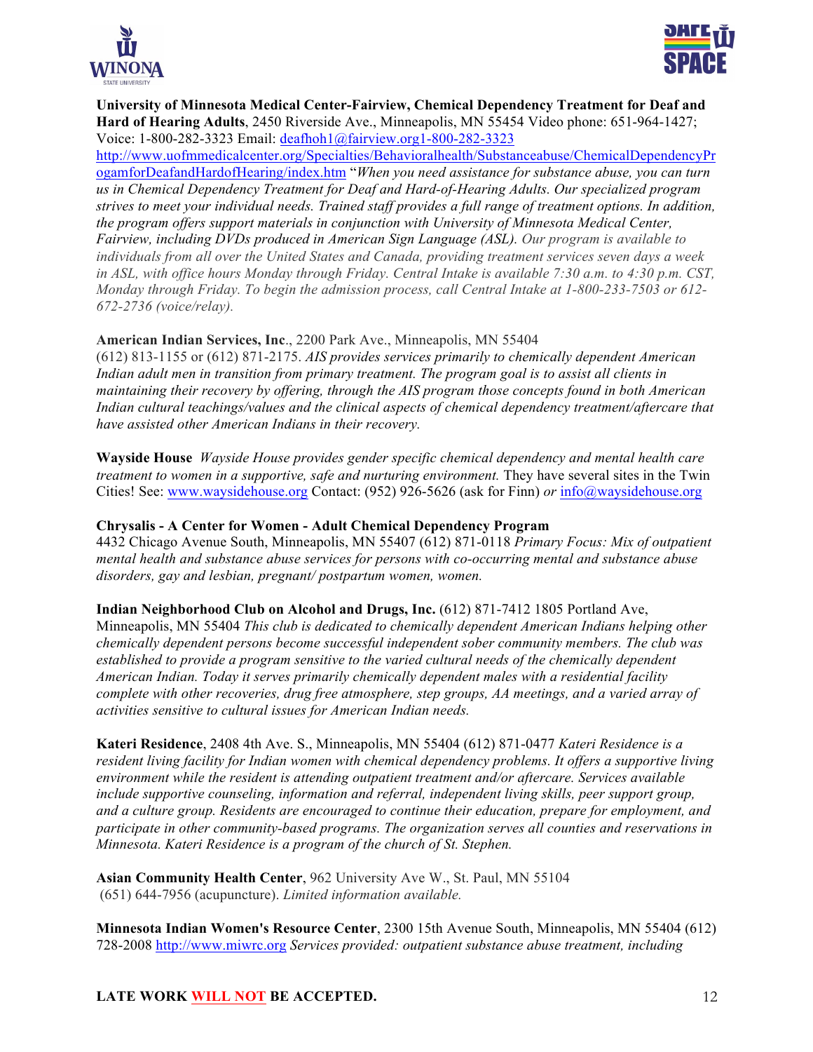**University of Minnesota Medical Center-Fairview, Chemical Dependency Treatment for Deaf and Hard of Hearing Adults**, 2450 Riverside Ave., Minneapolis, MN 55454 Video phone: 651-964-1427; Voice: 1-800-282-3323 Email: deafhoh1@fairview.org1-800-282-3323 http://www.uofmmedicalcenter.org/Specialties/Behavioralhealth/Substanceabuse/ChemicalDependencyProgamforDeafandHardofHearing/index.htm "*When you need assistance for substance abuse, you can turn us in Chemical Dependency Treatment for Deaf and Hard-of-Hearing Adults. Our specialized program strives to meet your individual needs. Trained staff provides a full range of treatment options. In addition, the program offers support materials in conjunction with University of Minnesota Medical Center, Fairview, including DVDs produced in American Sign Language (ASL). Our program is available to individuals from all over the United States and Canada, providing treatment services seven days a week in ASL, with office hours Monday through Friday. Central Intake is available 7:30 a.m. to 4:30 p.m. CST, Monday through Friday. To begin the admission process, call Central Intake at 1-800-233-7503 or 612-672-2736 (voice/relay).*

**American Indian Services, Inc**., 2200 Park Ave., Minneapolis, MN 55404 (612) 813-1155 or (612) 871-2175. *AIS provides services primarily to chemically dependent American Indian adult men in transition from primary treatment. The program goal is to assist all clients in maintaining their recovery by offering, through the AIS program those concepts found in both American Indian cultural teachings/values and the clinical aspects of chemical dependency treatment/aftercare that have assisted other American Indians in their recovery.*

**Wayside House** *Wayside House provides gender specific chemical dependency and mental health care treatment to women in a supportive, safe and nurturing environment.* They have several sites in the Twin Cities! See: www.waysidehouse.org Contact: (952) 926-5626 (ask for Finn) *or* info@waysidehouse.org

**Chrysalis - A Center for Women - Adult Chemical Dependency Program**
4432 Chicago Avenue South, Minneapolis, MN 55407 (612) 871-0118 *Primary Focus: Mix of outpatient mental health and substance abuse services for persons with co-occurring mental and substance abuse disorders, gay and lesbian, pregnant/ postpartum women, women.*

**Indian Neighborhood Club on Alcohol and Drugs, Inc.** (612) 871-7412 1805 Portland Ave, Minneapolis, MN 55404 *This club is dedicated to chemically dependent American Indians helping other chemically dependent persons become successful independent sober community members. The club was established to provide a program sensitive to the varied cultural needs of the chemically dependent American Indian. Today it serves primarily chemically dependent males with a residential facility complete with other recoveries, drug free atmosphere, step groups, AA meetings, and a varied array of activities sensitive to cultural issues for American Indian needs.*

**Kateri Residence**, 2408 4th Ave. S., Minneapolis, MN 55404 (612) 871-0477 *Kateri Residence is a resident living facility for Indian women with chemical dependency problems. It offers a supportive living environment while the resident is attending outpatient treatment and/or aftercare. Services available include supportive counseling, information and referral, independent living skills, peer support group, and a culture group. Residents are encouraged to continue their education, prepare for employment, and participate in other community-based programs. The organization serves all counties and reservations in Minnesota. Kateri Residence is a program of the church of St. Stephen.*

**Asian Community Health Center**, 962 University Ave W., St. Paul, MN 55104
(651) 644-7956 (acupuncture). *Limited information available.*

**Minnesota Indian Women's Resource Center**, 2300 15th Avenue South, Minneapolis, MN 55404 (612) 728-2008 http://www.miwrc.org *Services provided: outpatient substance abuse treatment, including*

**LATE WORK WILL NOT BE ACCEPTED.**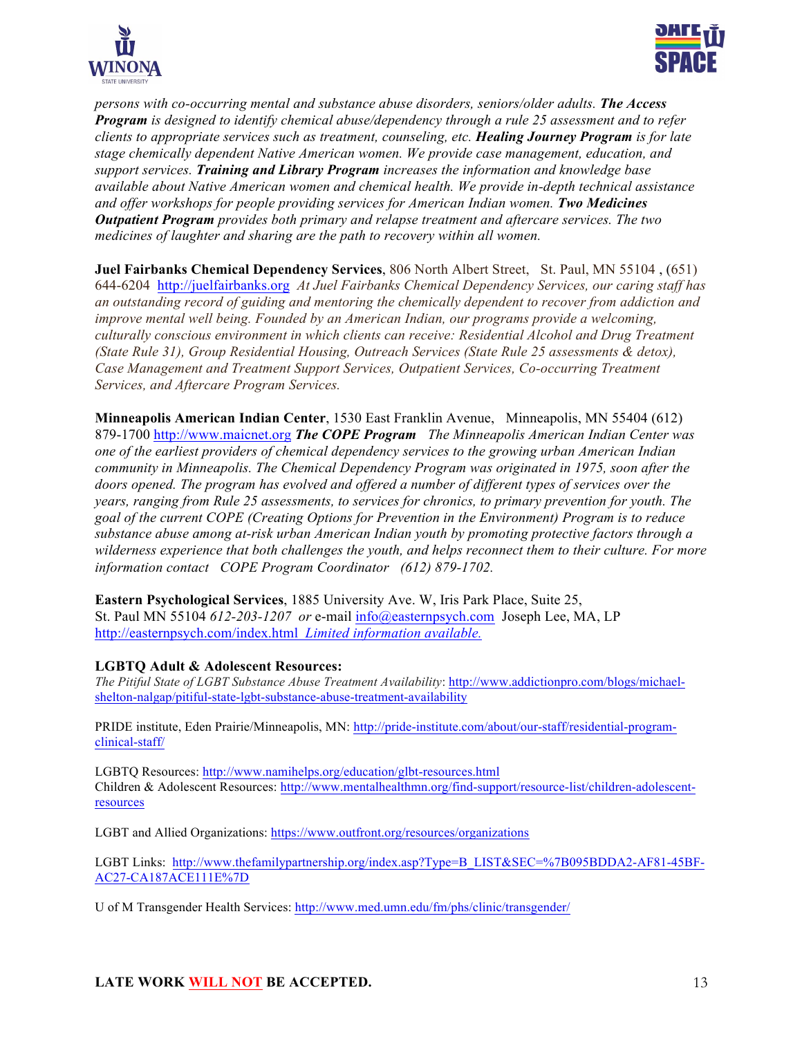*persons with co-occurring mental and substance abuse disorders, seniors/older adults.* ***The Access Program*** *is designed to identify chemical abuse/dependency through a rule 25 assessment and to refer clients to appropriate services such as treatment, counseling, etc.* ***Healing Journey Program*** *is for late stage chemically dependent Native American women. We provide case management, education, and support services.* ***Training and Library Program*** *increases the information and knowledge base available about Native American women and chemical health. We provide in-depth technical assistance and offer workshops for people providing services for American Indian women.* ***Two Medicines Outpatient Program*** *provides both primary and relapse treatment and aftercare services. The two medicines of laughter and sharing are the path to recovery within all women.*

**Juel Fairbanks Chemical Dependency Services**, 806 North Albert Street, St. Paul, MN 55104 , (651) 644-6204 http://juelfairbanks.org *At Juel Fairbanks Chemical Dependency Services, our caring staff has an outstanding record of guiding and mentoring the chemically dependent to recover from addiction and improve mental well being. Founded by an American Indian, our programs provide a welcoming, culturally conscious environment in which clients can receive: Residential Alcohol and Drug Treatment (State Rule 31), Group Residential Housing, Outreach Services (State Rule 25 assessments & detox), Case Management and Treatment Support Services, Outpatient Services, Co-occurring Treatment Services, and Aftercare Program Services.*

**Minneapolis American Indian Center**, 1530 East Franklin Avenue, Minneapolis, MN 55404 (612) 879-1700 http://www.maicnet.org ***The COPE Program*** *The Minneapolis American Indian Center was one of the earliest providers of chemical dependency services to the growing urban American Indian community in Minneapolis. The Chemical Dependency Program was originated in 1975, soon after the doors opened. The program has evolved and offered a number of different types of services over the years, ranging from Rule 25 assessments, to services for chronics, to primary prevention for youth. The goal of the current COPE (Creating Options for Prevention in the Environment) Program is to reduce substance abuse among at-risk urban American Indian youth by promoting protective factors through a wilderness experience that both challenges the youth, and helps reconnect them to their culture. For more information contact COPE Program Coordinator (612) 879-1702.*

**Eastern Psychological Services**, 1885 University Ave. W, Iris Park Place, Suite 25, St. Paul MN 55104 *612-203-1207 or* e-mail info@easternpsych.com Joseph Lee, MA, LP http://easternpsych.com/index.html *Limited information available.*

**LGBTQ Adult & Adolescent Resources:**

*The Pitiful State of LGBT Substance Abuse Treatment Availability*: http://www.addictionpro.com/blogs/michael-shelton-nalgap/pitiful-state-lgbt-substance-abuse-treatment-availability

PRIDE institute, Eden Prairie/Minneapolis, MN: http://pride-institute.com/about/our-staff/residential-program-clinical-staff/

LGBTQ Resources: http://www.namihelps.org/education/glbt-resources.html
Children & Adolescent Resources: http://www.mentalhealthmn.org/find-support/resource-list/children-adolescent-resources

LGBT and Allied Organizations: https://www.outfront.org/resources/organizations

LGBT Links: http://www.thefamilypartnership.org/index.asp?Type=B_LIST&SEC=%7B095BDDA2-AF81-45BF-AC27-CA187ACE111E%7D

U of M Transgender Health Services: http://www.med.umn.edu/fm/phs/clinic/transgender/

**LATE WORK WILL NOT BE ACCEPTED.**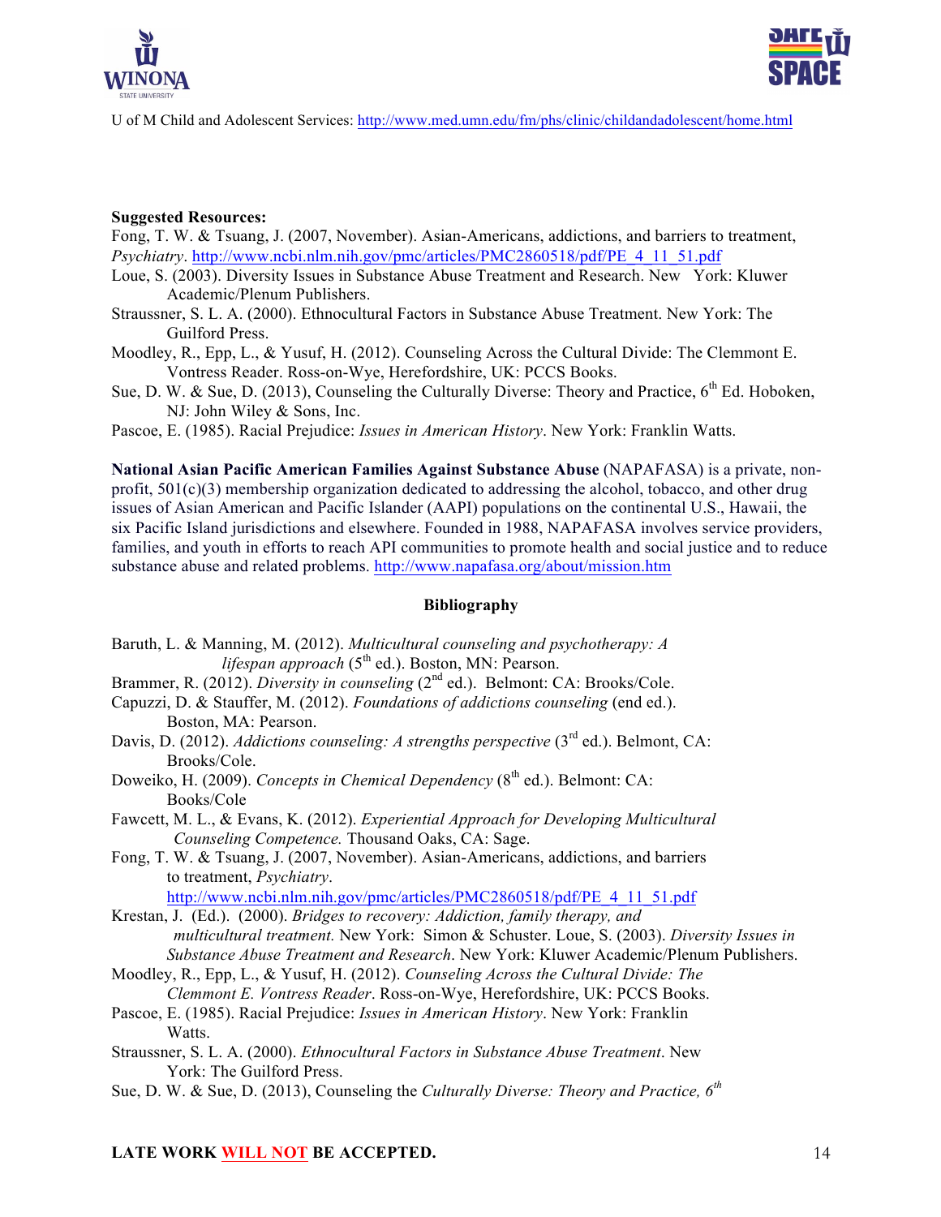U of M Child and Adolescent Services: http://www.med.umn.edu/fm/phs/clinic/childandadolescent/home.html

**Suggested Resources:**

Fong, T. W. & Tsuang, J. (2007, November). Asian-Americans, addictions, and barriers to treatment, *Psychiatry*. http://www.ncbi.nlm.nih.gov/pmc/articles/PMC2860518/pdf/PE_4_11_51.pdf

Loue, S. (2003). Diversity Issues in Substance Abuse Treatment and Research. New York: Kluwer Academic/Plenum Publishers.

Straussner, S. L. A. (2000). Ethnocultural Factors in Substance Abuse Treatment. New York: The Guilford Press.

Moodley, R., Epp, L., & Yusuf, H. (2012). Counseling Across the Cultural Divide: The Clemmont E. Vontress Reader. Ross-on-Wye, Herefordshire, UK: PCCS Books.

Sue, D. W. & Sue, D. (2013), Counseling the Culturally Diverse: Theory and Practice, 6th Ed. Hoboken, NJ: John Wiley & Sons, Inc.

Pascoe, E. (1985). Racial Prejudice: *Issues in American History*. New York: Franklin Watts.

**National Asian Pacific American Families Against Substance Abuse** (NAPAFASA) is a private, non-profit, 501(c)(3) membership organization dedicated to addressing the alcohol, tobacco, and other drug issues of Asian American and Pacific Islander (AAPI) populations on the continental U.S., Hawaii, the six Pacific Island jurisdictions and elsewhere. Founded in 1988, NAPAFASA involves service providers, families, and youth in efforts to reach API communities to promote health and social justice and to reduce substance abuse and related problems. http://www.napafasa.org/about/mission.htm

## Bibliography

Baruth, L. & Manning, M. (2012). *Multicultural counseling and psychotherapy: A lifespan approach* (5th ed.). Boston, MN: Pearson.

Brammer, R. (2012). *Diversity in counseling* (2nd ed.). Belmont: CA: Brooks/Cole.

Capuzzi, D. & Stauffer, M. (2012). *Foundations of addictions counseling* (end ed.). Boston, MA: Pearson.

Davis, D. (2012). *Addictions counseling: A strengths perspective* (3rd ed.). Belmont, CA: Brooks/Cole.

Doweiko, H. (2009). *Concepts in Chemical Dependency* (8th ed.). Belmont: CA: Books/Cole

Fawcett, M. L., & Evans, K. (2012). *Experiential Approach for Developing Multicultural Counseling Competence.* Thousand Oaks, CA: Sage.

Fong, T. W. & Tsuang, J. (2007, November). Asian-Americans, addictions, and barriers to treatment, *Psychiatry*. http://www.ncbi.nlm.nih.gov/pmc/articles/PMC2860518/pdf/PE_4_11_51.pdf

Krestan, J. (Ed.). (2000). *Bridges to recovery: Addiction, family therapy, and multicultural treatment.* New York: Simon & Schuster. Loue, S. (2003). *Diversity Issues in Substance Abuse Treatment and Research*. New York: Kluwer Academic/Plenum Publishers.

Moodley, R., Epp, L., & Yusuf, H. (2012). *Counseling Across the Cultural Divide: The Clemmont E. Vontress Reader*. Ross-on-Wye, Herefordshire, UK: PCCS Books.

Pascoe, E. (1985). Racial Prejudice: *Issues in American History*. New York: Franklin Watts.

Straussner, S. L. A. (2000). *Ethnocultural Factors in Substance Abuse Treatment*. New York: The Guilford Press.

Sue, D. W. & Sue, D. (2013), Counseling the *Culturally Diverse: Theory and Practice, 6th*

**LATE WORK WILL NOT BE ACCEPTED.**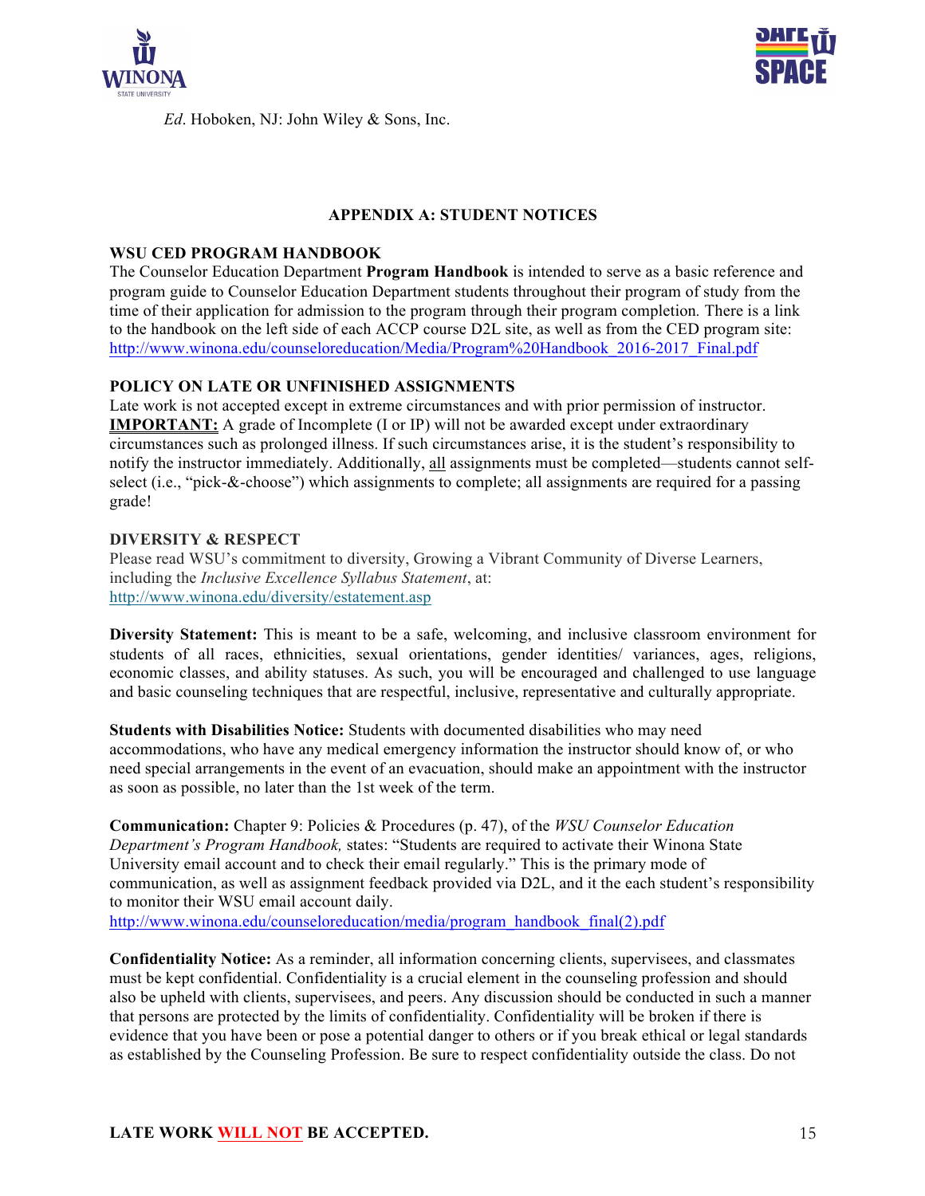*Ed*. Hoboken, NJ: John Wiley & Sons, Inc.

## APPENDIX A: STUDENT NOTICES

### WSU CED PROGRAM HANDBOOK

The Counselor Education Department **Program Handbook** is intended to serve as a basic reference and program guide to Counselor Education Department students throughout their program of study from the time of their application for admission to the program through their program completion. There is a link to the handbook on the left side of each ACCP course D2L site, as well as from the CED program site: http://www.winona.edu/counseloreducation/Media/Program%20Handbook_2016-2017_Final.pdf

### POLICY ON LATE OR UNFINISHED ASSIGNMENTS

Late work is not accepted except in extreme circumstances and with prior permission of instructor. **IMPORTANT:** A grade of Incomplete (I or IP) will not be awarded except under extraordinary circumstances such as prolonged illness. If such circumstances arise, it is the student's responsibility to notify the instructor immediately. Additionally, all assignments must be completed—students cannot self-select (i.e., "pick-&-choose") which assignments to complete; all assignments are required for a passing grade!

### DIVERSITY & RESPECT

Please read WSU's commitment to diversity, Growing a Vibrant Community of Diverse Learners, including the *Inclusive Excellence Syllabus Statement*, at: http://www.winona.edu/diversity/estatement.asp

**Diversity Statement:** This is meant to be a safe, welcoming, and inclusive classroom environment for students of all races, ethnicities, sexual orientations, gender identities/ variances, ages, religions, economic classes, and ability statuses. As such, you will be encouraged and challenged to use language and basic counseling techniques that are respectful, inclusive, representative and culturally appropriate.

**Students with Disabilities Notice:** Students with documented disabilities who may need accommodations, who have any medical emergency information the instructor should know of, or who need special arrangements in the event of an evacuation, should make an appointment with the instructor as soon as possible, no later than the 1st week of the term.

**Communication:** Chapter 9: Policies & Procedures (p. 47), of the *WSU Counselor Education Department's Program Handbook,* states: "Students are required to activate their Winona State University email account and to check their email regularly." This is the primary mode of communication, as well as assignment feedback provided via D2L, and it the each student's responsibility to monitor their WSU email account daily.
http://www.winona.edu/counseloreducation/media/program_handbook_final(2).pdf

**Confidentiality Notice:** As a reminder, all information concerning clients, supervisees, and classmates must be kept confidential. Confidentiality is a crucial element in the counseling profession and should also be upheld with clients, supervisees, and peers. Any discussion should be conducted in such a manner that persons are protected by the limits of confidentiality. Confidentiality will be broken if there is evidence that you have been or pose a potential danger to others or if you break ethical or legal standards as established by the Counseling Profession. Be sure to respect confidentiality outside the class. Do not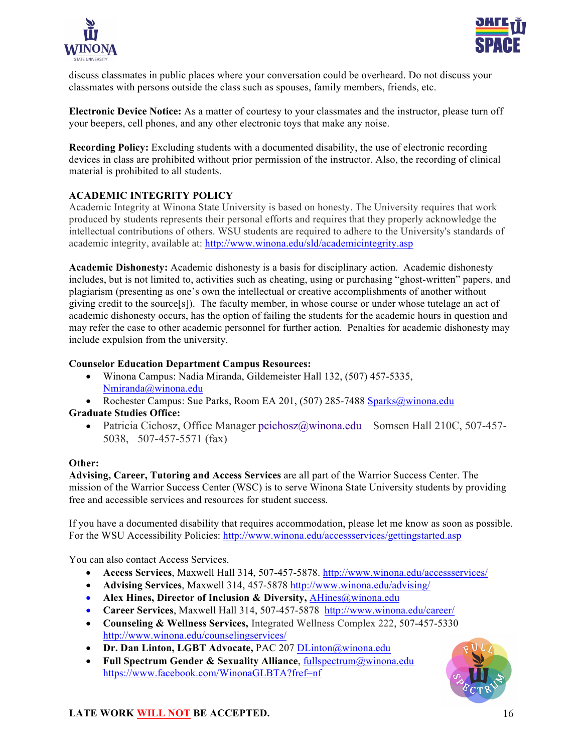discuss classmates in public places where your conversation could be overheard. Do not discuss your classmates with persons outside the class such as spouses, family members, friends, etc.

**Electronic Device Notice:** As a matter of courtesy to your classmates and the instructor, please turn off your beepers, cell phones, and any other electronic toys that make any noise.

**Recording Policy:** Excluding students with a documented disability, the use of electronic recording devices in class are prohibited without prior permission of the instructor. Also, the recording of clinical material is prohibited to all students.

**ACADEMIC INTEGRITY POLICY**

Academic Integrity at Winona State University is based on honesty. The University requires that work produced by students represents their personal efforts and requires that they properly acknowledge the intellectual contributions of others. WSU students are required to adhere to the University's standards of academic integrity, available at: http://www.winona.edu/sld/academicintegrity.asp

**Academic Dishonesty:** Academic dishonesty is a basis for disciplinary action. Academic dishonesty includes, but is not limited to, activities such as cheating, using or purchasing "ghost-written" papers, and plagiarism (presenting as one's own the intellectual or creative accomplishments of another without giving credit to the source[s]). The faculty member, in whose course or under whose tutelage an act of academic dishonesty occurs, has the option of failing the students for the academic hours in question and may refer the case to other academic personnel for further action. Penalties for academic dishonesty may include expulsion from the university.

**Counselor Education Department Campus Resources:**

- Winona Campus: Nadia Miranda, Gildemeister Hall 132, (507) 457-5335, Nmiranda@winona.edu
- Rochester Campus: Sue Parks, Room EA 201, (507) 285-7488 Sparks@winona.edu

**Graduate Studies Office:**

- Patricia Cichosz, Office Manager pcichosz@winona.edu Somsen Hall 210C, 507-457-5038, 507-457-5571 (fax)

**Other:**

**Advising, Career, Tutoring and Access Services** are all part of the Warrior Success Center. The mission of the Warrior Success Center (WSC) is to serve Winona State University students by providing free and accessible services and resources for student success.

If you have a documented disability that requires accommodation, please let me know as soon as possible. For the WSU Accessibility Policies: http://www.winona.edu/accessservices/gettingstarted.asp

You can also contact Access Services.

- **Access Services**, Maxwell Hall 314, 507-457-5878. http://www.winona.edu/accessservices/
- **Advising Services**, Maxwell 314, 457-5878 http://www.winona.edu/advising/
- **Alex Hines, Director of Inclusion & Diversity,** AHines@winona.edu
- **Career Services**, Maxwell Hall 314, 507-457-5878 http://www.winona.edu/career/
- **Counseling & Wellness Services,** Integrated Wellness Complex 222, 507-457-5330 http://www.winona.edu/counselingservices/
- **Dr. Dan Linton, LGBT Advocate,** PAC 207 DLinton@winona.edu
- **Full Spectrum Gender & Sexuality Alliance**, fullspectrum@winona.edu https://www.facebook.com/WinonaGLBTA?fref=nf

**LATE WORK WILL NOT BE ACCEPTED.**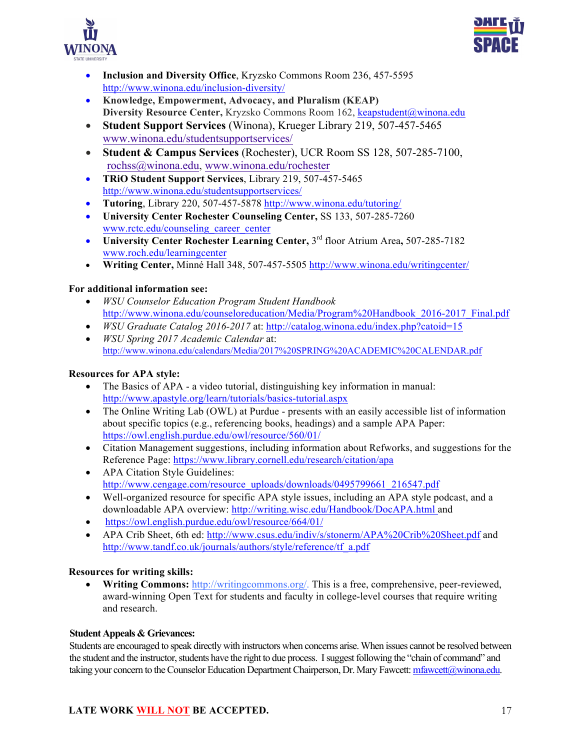- **Inclusion and Diversity Office**, Kryzsko Commons Room 236, 457-5595 http://www.winona.edu/inclusion-diversity/
- **Knowledge, Empowerment, Advocacy, and Pluralism (KEAP) Diversity Resource Center,** Kryzsko Commons Room 162, keapstudent@winona.edu
- **Student Support Services** (Winona), Krueger Library 219, 507-457-5465 www.winona.edu/studentsupportservices/
- **Student & Campus Services** (Rochester), UCR Room SS 128, 507-285-7100, rochss@winona.edu, www.winona.edu/rochester
- **TRiO Student Support Services**, Library 219, 507-457-5465 http://www.winona.edu/studentsupportservices/
- **Tutoring**, Library 220, 507-457-5878 http://www.winona.edu/tutoring/
- **University Center Rochester Counseling Center,** SS 133, 507-285-7260 www.rctc.edu/counseling_career_center
- **University Center Rochester Learning Center,** 3rd floor Atrium Area**,** 507-285-7182 www.roch.edu/learningcenter
- **Writing Center,** Minné Hall 348, 507-457-5505 http://www.winona.edu/writingcenter/

**For additional information see:**

- *WSU Counselor Education Program Student Handbook* http://www.winona.edu/counseloreducation/Media/Program%20Handbook_2016-2017_Final.pdf
- *WSU Graduate Catalog 2016-2017* at: http://catalog.winona.edu/index.php?catoid=15
- *WSU Spring 2017 Academic Calendar* at: http://www.winona.edu/calendars/Media/2017%20SPRING%20ACADEMIC%20CALENDAR.pdf

**Resources for APA style:**

- The Basics of APA - a video tutorial, distinguishing key information in manual: http://www.apastyle.org/learn/tutorials/basics-tutorial.aspx
- The Online Writing Lab (OWL) at Purdue - presents with an easily accessible list of information about specific topics (e.g., referencing books, headings) and a sample APA Paper: https://owl.english.purdue.edu/owl/resource/560/01/
- Citation Management suggestions, including information about Refworks, and suggestions for the Reference Page: https://www.library.cornell.edu/research/citation/apa
- APA Citation Style Guidelines: http://www.cengage.com/resource_uploads/downloads/0495799661_216547.pdf
- Well-organized resource for specific APA style issues, including an APA style podcast, and a downloadable APA overview: http://writing.wisc.edu/Handbook/DocAPA.html and
- https://owl.english.purdue.edu/owl/resource/664/01/
- APA Crib Sheet, 6th ed: http://www.csus.edu/indiv/s/stonerm/APA%20Crib%20Sheet.pdf and http://www.tandf.co.uk/journals/authors/style/reference/tf_a.pdf

**Resources for writing skills:**

- **Writing Commons:** http://writingcommons.org/. This is a free, comprehensive, peer-reviewed, award-winning Open Text for students and faculty in college-level courses that require writing and research.

**Student Appeals & Grievances:**

Students are encouraged to speak directly with instructors when concerns arise. When issues cannot be resolved between the student and the instructor, students have the right to due process. I suggest following the "chain of command" and taking your concern to the Counselor Education Department Chairperson, Dr. Mary Fawcett: mfawcett@winona.edu.

**LATE WORK WILL NOT BE ACCEPTED.**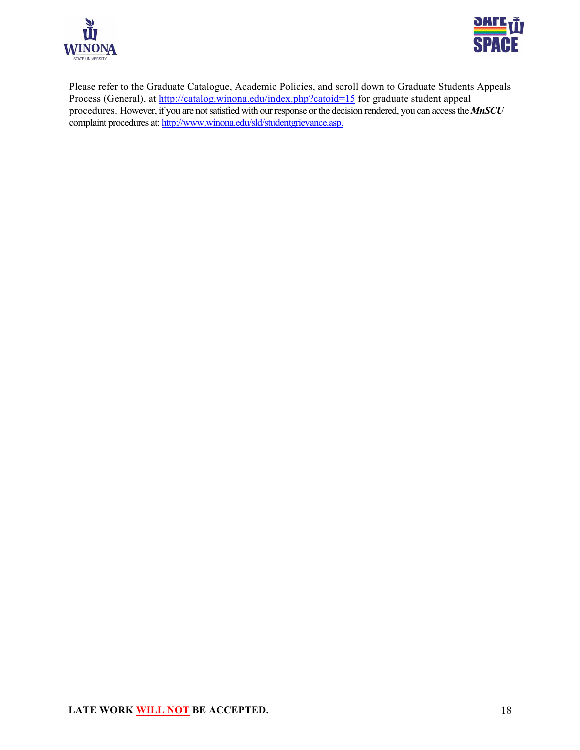Please refer to the Graduate Catalogue, Academic Policies, and scroll down to Graduate Students Appeals Process (General), at http://catalog.winona.edu/index.php?catoid=15 for graduate student appeal procedures. However, if you are not satisfied with our response or the decision rendered, you can access the ***MnSCU*** complaint procedures at: http://www.winona.edu/sld/studentgrievance.asp.